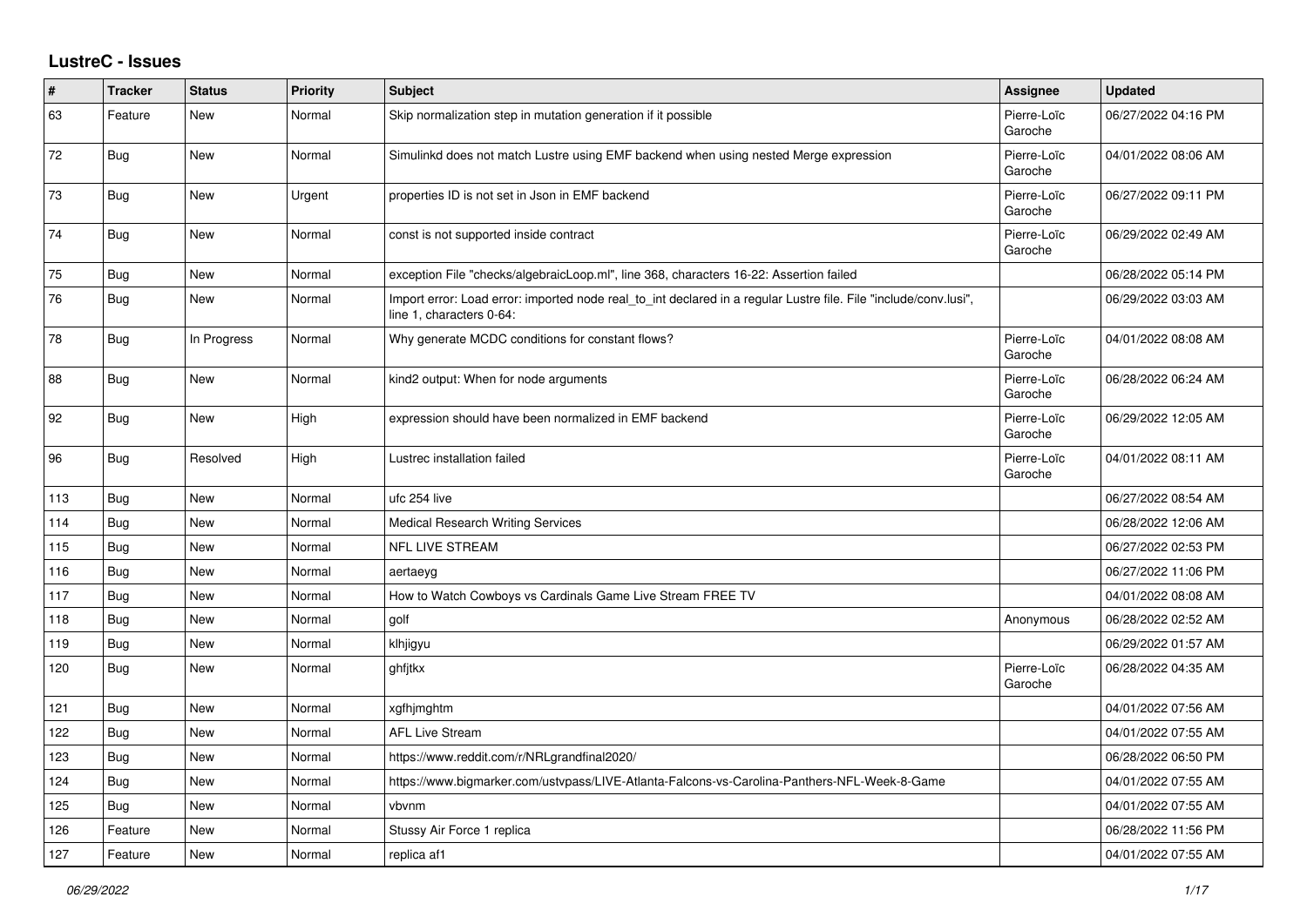# LustreC - Issues

| # | Tracker | Status | Priority | Subject | Assignee | Updated |
|---|---|---|---|---|---|---|
| 63 | Feature | New | Normal | Skip normalization step in mutation generation if it possible | Pierre-Loïc Garoche | 06/27/2022 04:16 PM |
| 72 | Bug | New | Normal | Simulinkd does not match Lustre using EMF backend when using nested Merge expression | Pierre-Loïc Garoche | 04/01/2022 08:06 AM |
| 73 | Bug | New | Urgent | properties ID is not set in Json in EMF backend | Pierre-Loïc Garoche | 06/27/2022 09:11 PM |
| 74 | Bug | New | Normal | const is not supported inside contract | Pierre-Loïc Garoche | 06/29/2022 02:49 AM |
| 75 | Bug | New | Normal | exception File "checks/algebraicLoop.ml", line 368, characters 16-22: Assertion failed | | 06/28/2022 05:14 PM |
| 76 | Bug | New | Normal | Import error: Load error: imported node real_to_int declared in a regular Lustre file. File "include/conv.lusi", line 1, characters 0-64: | | 06/29/2022 03:03 AM |
| 78 | Bug | In Progress | Normal | Why generate MCDC conditions for constant flows? | Pierre-Loïc Garoche | 04/01/2022 08:08 AM |
| 88 | Bug | New | Normal | kind2 output: When for node arguments | Pierre-Loïc Garoche | 06/28/2022 06:24 AM |
| 92 | Bug | New | High | expression should have been normalized in EMF backend | Pierre-Loïc Garoche | 06/29/2022 12:05 AM |
| 96 | Bug | Resolved | High | Lustrec installation failed | Pierre-Loïc Garoche | 04/01/2022 08:11 AM |
| 113 | Bug | New | Normal | ufc 254 live | | 06/27/2022 08:54 AM |
| 114 | Bug | New | Normal | Medical Research Writing Services | | 06/28/2022 12:06 AM |
| 115 | Bug | New | Normal | NFL LIVE STREAM | | 06/27/2022 02:53 PM |
| 116 | Bug | New | Normal | aertaeyg | | 06/27/2022 11:06 PM |
| 117 | Bug | New | Normal | How to Watch Cowboys vs Cardinals Game Live Stream FREE TV | | 04/01/2022 08:08 AM |
| 118 | Bug | New | Normal | golf | Anonymous | 06/28/2022 02:52 AM |
| 119 | Bug | New | Normal | klhjigyu | | 06/29/2022 01:57 AM |
| 120 | Bug | New | Normal | ghfjtkx | Pierre-Loïc Garoche | 06/28/2022 04:35 AM |
| 121 | Bug | New | Normal | xgfhjmghtm | | 04/01/2022 07:56 AM |
| 122 | Bug | New | Normal | AFL Live Stream | | 04/01/2022 07:55 AM |
| 123 | Bug | New | Normal | https://www.reddit.com/r/NRLgrandfinal2020/ | | 06/28/2022 06:50 PM |
| 124 | Bug | New | Normal | https://www.bigmarker.com/ustvpass/LIVE-Atlanta-Falcons-vs-Carolina-Panthers-NFL-Week-8-Game | | 04/01/2022 07:55 AM |
| 125 | Bug | New | Normal | vbvnm | | 04/01/2022 07:55 AM |
| 126 | Feature | New | Normal | Stussy Air Force 1 replica | | 06/28/2022 11:56 PM |
| 127 | Feature | New | Normal | replica af1 | | 04/01/2022 07:55 AM |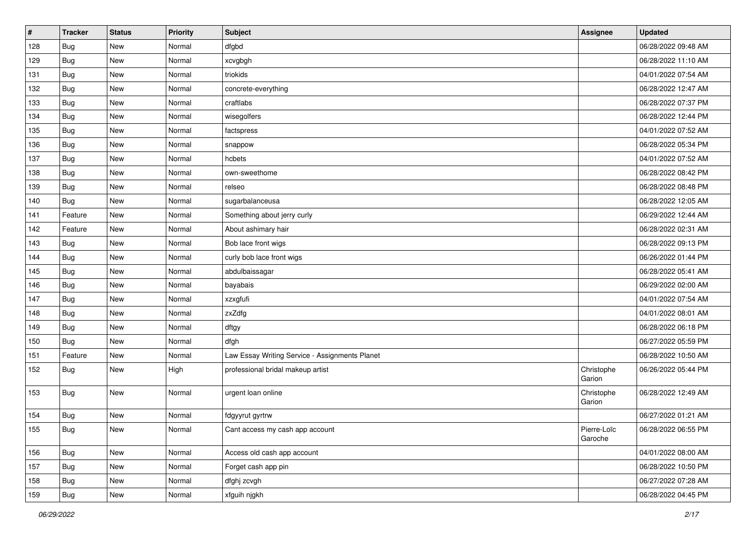| # | Tracker | Status | Priority | Subject | Assignee | Updated |
|---|---|---|---|---|---|---|
| 128 | Bug | New | Normal | dfgbd | | 06/28/2022 09:48 AM |
| 129 | Bug | New | Normal | xcvgbgh | | 06/28/2022 11:10 AM |
| 131 | Bug | New | Normal | triokids | | 04/01/2022 07:54 AM |
| 132 | Bug | New | Normal | concrete-everything | | 06/28/2022 12:47 AM |
| 133 | Bug | New | Normal | craftlabs | | 06/28/2022 07:37 PM |
| 134 | Bug | New | Normal | wisegolfers | | 06/28/2022 12:44 PM |
| 135 | Bug | New | Normal | factspress | | 04/01/2022 07:52 AM |
| 136 | Bug | New | Normal | snappow | | 06/28/2022 05:34 PM |
| 137 | Bug | New | Normal | hcbets | | 04/01/2022 07:52 AM |
| 138 | Bug | New | Normal | own-sweethome | | 06/28/2022 08:42 PM |
| 139 | Bug | New | Normal | relseo | | 06/28/2022 08:48 PM |
| 140 | Bug | New | Normal | sugarbalanceusa | | 06/28/2022 12:05 AM |
| 141 | Feature | New | Normal | Something about jerry curly | | 06/29/2022 12:44 AM |
| 142 | Feature | New | Normal | About ashimary hair | | 06/28/2022 02:31 AM |
| 143 | Bug | New | Normal | Bob lace front wigs | | 06/28/2022 09:13 PM |
| 144 | Bug | New | Normal | curly bob lace front wigs | | 06/26/2022 01:44 PM |
| 145 | Bug | New | Normal | abdulbaissagar | | 06/28/2022 05:41 AM |
| 146 | Bug | New | Normal | bayabais | | 06/29/2022 02:00 AM |
| 147 | Bug | New | Normal | xzxgfufi | | 04/01/2022 07:54 AM |
| 148 | Bug | New | Normal | zxZdfg | | 04/01/2022 08:01 AM |
| 149 | Bug | New | Normal | dftgy | | 06/28/2022 06:18 PM |
| 150 | Bug | New | Normal | dfgh | | 06/27/2022 05:59 PM |
| 151 | Feature | New | Normal | Law Essay Writing Service - Assignments Planet | | 06/28/2022 10:50 AM |
| 152 | Bug | New | High | professional bridal makeup artist | Christophe Garion | 06/26/2022 05:44 PM |
| 153 | Bug | New | Normal | urgent loan online | Christophe Garion | 06/28/2022 12:49 AM |
| 154 | Bug | New | Normal | fdgyyrut gyrtrw | | 06/27/2022 01:21 AM |
| 155 | Bug | New | Normal | Cant access my cash app account | Pierre-Loïc Garoche | 06/28/2022 06:55 PM |
| 156 | Bug | New | Normal | Access old cash app account | | 04/01/2022 08:00 AM |
| 157 | Bug | New | Normal | Forget cash app pin | | 06/28/2022 10:50 PM |
| 158 | Bug | New | Normal | dfghj zcvgh | | 06/27/2022 07:28 AM |
| 159 | Bug | New | Normal | xfguih njgkh | | 06/28/2022 04:45 PM |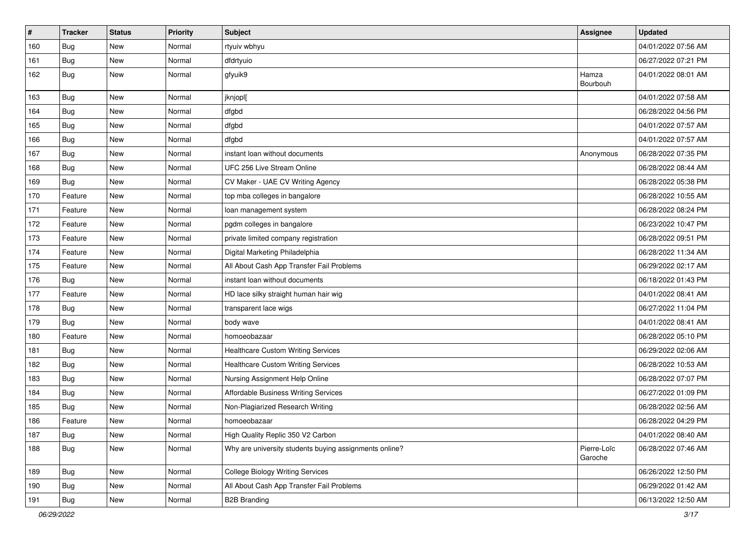| # | Tracker | Status | Priority | Subject | Assignee | Updated |
|---|---|---|---|---|---|---|
| 160 | Bug | New | Normal | rtyuiv wbhyu | | 04/01/2022 07:56 AM |
| 161 | Bug | New | Normal | dfdrtyuio | | 06/27/2022 07:21 PM |
| 162 | Bug | New | Normal | gfyuik9 | Hamza Bourbouh | 04/01/2022 08:01 AM |
| 163 | Bug | New | Normal | jknjopl[ | | 04/01/2022 07:58 AM |
| 164 | Bug | New | Normal | dfgbd | | 06/28/2022 04:56 PM |
| 165 | Bug | New | Normal | dfgbd | | 04/01/2022 07:57 AM |
| 166 | Bug | New | Normal | dfgbd | | 04/01/2022 07:57 AM |
| 167 | Bug | New | Normal | instant loan without documents | Anonymous | 06/28/2022 07:35 PM |
| 168 | Bug | New | Normal | UFC 256 Live Stream Online | | 06/28/2022 08:44 AM |
| 169 | Bug | New | Normal | CV Maker - UAE CV Writing Agency | | 06/28/2022 05:38 PM |
| 170 | Feature | New | Normal | top mba colleges in bangalore | | 06/28/2022 10:55 AM |
| 171 | Feature | New | Normal | loan management system | | 06/28/2022 08:24 PM |
| 172 | Feature | New | Normal | pgdm colleges in bangalore | | 06/23/2022 10:47 PM |
| 173 | Feature | New | Normal | private limited company registration | | 06/28/2022 09:51 PM |
| 174 | Feature | New | Normal | Digital Marketing Philadelphia | | 06/28/2022 11:34 AM |
| 175 | Feature | New | Normal | All About Cash App Transfer Fail Problems | | 06/29/2022 02:17 AM |
| 176 | Bug | New | Normal | instant loan without documents | | 06/18/2022 01:43 PM |
| 177 | Feature | New | Normal | HD lace silky straight human hair wig | | 04/01/2022 08:41 AM |
| 178 | Bug | New | Normal | transparent lace wigs | | 06/27/2022 11:04 PM |
| 179 | Bug | New | Normal | body wave | | 04/01/2022 08:41 AM |
| 180 | Feature | New | Normal | homoeobazaar | | 06/28/2022 05:10 PM |
| 181 | Bug | New | Normal | Healthcare Custom Writing Services | | 06/29/2022 02:06 AM |
| 182 | Bug | New | Normal | Healthcare Custom Writing Services | | 06/28/2022 10:53 AM |
| 183 | Bug | New | Normal | Nursing Assignment Help Online | | 06/28/2022 07:07 PM |
| 184 | Bug | New | Normal | Affordable Business Writing Services | | 06/27/2022 01:09 PM |
| 185 | Bug | New | Normal | Non-Plagiarized Research Writing | | 06/28/2022 02:56 AM |
| 186 | Feature | New | Normal | homoeobazaar | | 06/28/2022 04:29 PM |
| 187 | Bug | New | Normal | High Quality Replic 350 V2 Carbon | | 04/01/2022 08:40 AM |
| 188 | Bug | New | Normal | Why are university students buying assignments online? | Pierre-Loïc Garoche | 06/28/2022 07:46 AM |
| 189 | Bug | New | Normal | College Biology Writing Services | | 06/26/2022 12:50 PM |
| 190 | Bug | New | Normal | All About Cash App Transfer Fail Problems | | 06/29/2022 01:42 AM |
| 191 | Bug | New | Normal | B2B Branding | | 06/13/2022 12:50 AM |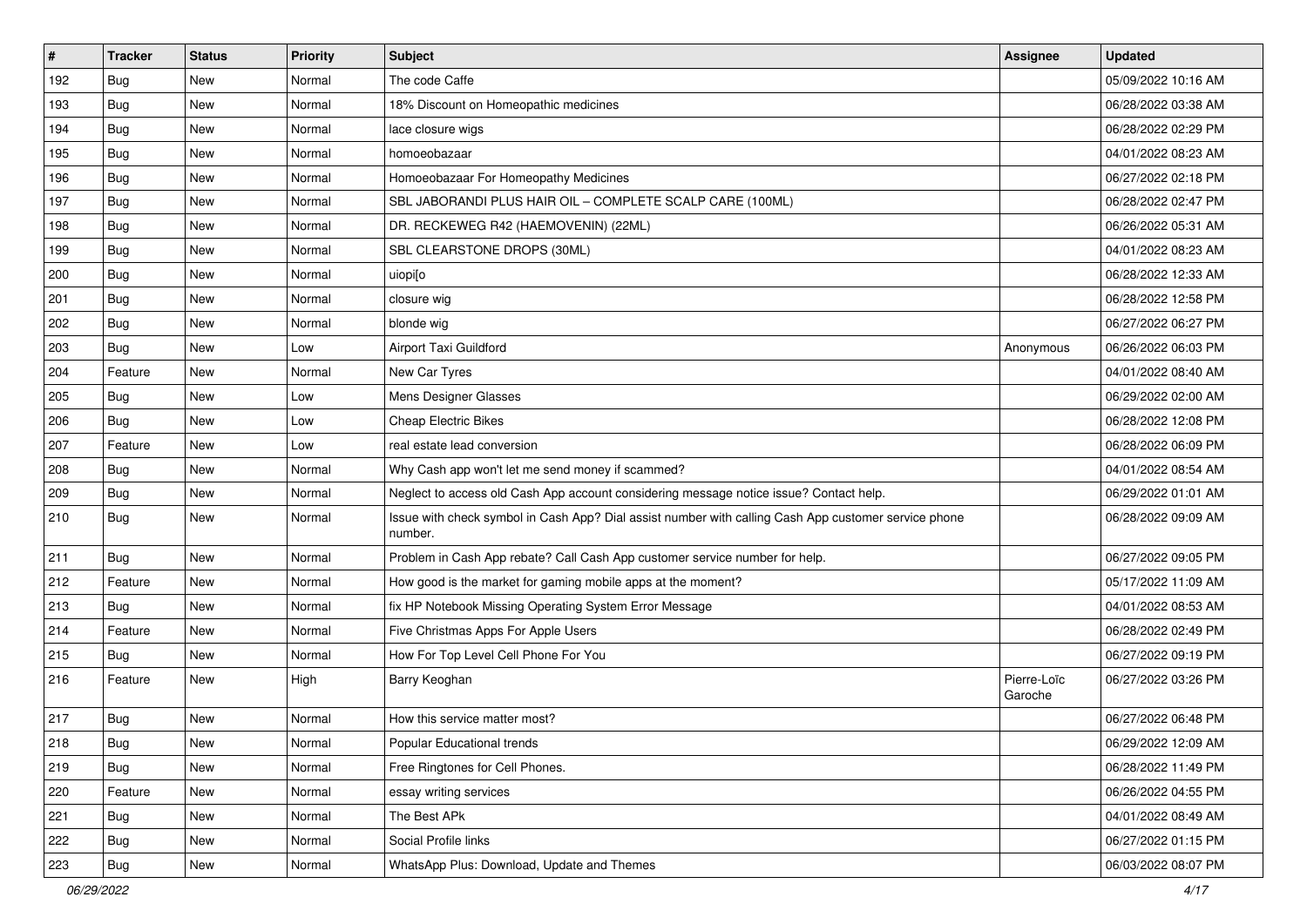| # | Tracker | Status | Priority | Subject | Assignee | Updated |
|---|---|---|---|---|---|---|
| 192 | Bug | New | Normal | The code Caffe | | 05/09/2022 10:16 AM |
| 193 | Bug | New | Normal | 18% Discount on Homeopathic medicines | | 06/28/2022 03:38 AM |
| 194 | Bug | New | Normal | lace closure wigs | | 06/28/2022 02:29 PM |
| 195 | Bug | New | Normal | homoeobazaar | | 04/01/2022 08:23 AM |
| 196 | Bug | New | Normal | Homoeobazaar For Homeopathy Medicines | | 06/27/2022 02:18 PM |
| 197 | Bug | New | Normal | SBL JABORANDI PLUS HAIR OIL – COMPLETE SCALP CARE (100ML) | | 06/28/2022 02:47 PM |
| 198 | Bug | New | Normal | DR. RECKEWEG R42 (HAEMOVENIN) (22ML) | | 06/26/2022 05:31 AM |
| 199 | Bug | New | Normal | SBL CLEARSTONE DROPS (30ML) | | 04/01/2022 08:23 AM |
| 200 | Bug | New | Normal | uiopi[o | | 06/28/2022 12:33 AM |
| 201 | Bug | New | Normal | closure wig | | 06/28/2022 12:58 PM |
| 202 | Bug | New | Normal | blonde wig | | 06/27/2022 06:27 PM |
| 203 | Bug | New | Low | Airport Taxi Guildford | Anonymous | 06/26/2022 06:03 PM |
| 204 | Feature | New | Normal | New Car Tyres | | 04/01/2022 08:40 AM |
| 205 | Bug | New | Low | Mens Designer Glasses | | 06/29/2022 02:00 AM |
| 206 | Bug | New | Low | Cheap Electric Bikes | | 06/28/2022 12:08 PM |
| 207 | Feature | New | Low | real estate lead conversion | | 06/28/2022 06:09 PM |
| 208 | Bug | New | Normal | Why Cash app won't let me send money if scammed? | | 04/01/2022 08:54 AM |
| 209 | Bug | New | Normal | Neglect to access old Cash App account considering message notice issue? Contact help. | | 06/29/2022 01:01 AM |
| 210 | Bug | New | Normal | Issue with check symbol in Cash App? Dial assist number with calling Cash App customer service phone number. | | 06/28/2022 09:09 AM |
| 211 | Bug | New | Normal | Problem in Cash App rebate? Call Cash App customer service number for help. | | 06/27/2022 09:05 PM |
| 212 | Feature | New | Normal | How good is the market for gaming mobile apps at the moment? | | 05/17/2022 11:09 AM |
| 213 | Bug | New | Normal | fix HP Notebook Missing Operating System Error Message | | 04/01/2022 08:53 AM |
| 214 | Feature | New | Normal | Five Christmas Apps For Apple Users | | 06/28/2022 02:49 PM |
| 215 | Bug | New | Normal | How For Top Level Cell Phone For You | | 06/27/2022 09:19 PM |
| 216 | Feature | New | High | Barry Keoghan | Pierre-Loïc Garoche | 06/27/2022 03:26 PM |
| 217 | Bug | New | Normal | How this service matter most? | | 06/27/2022 06:48 PM |
| 218 | Bug | New | Normal | Popular Educational trends | | 06/29/2022 12:09 AM |
| 219 | Bug | New | Normal | Free Ringtones for Cell Phones. | | 06/28/2022 11:49 PM |
| 220 | Feature | New | Normal | essay writing services | | 06/26/2022 04:55 PM |
| 221 | Bug | New | Normal | The Best APk | | 04/01/2022 08:49 AM |
| 222 | Bug | New | Normal | Social Profile links | | 06/27/2022 01:15 PM |
| 223 | Bug | New | Normal | WhatsApp Plus: Download, Update and Themes | | 06/03/2022 08:07 PM |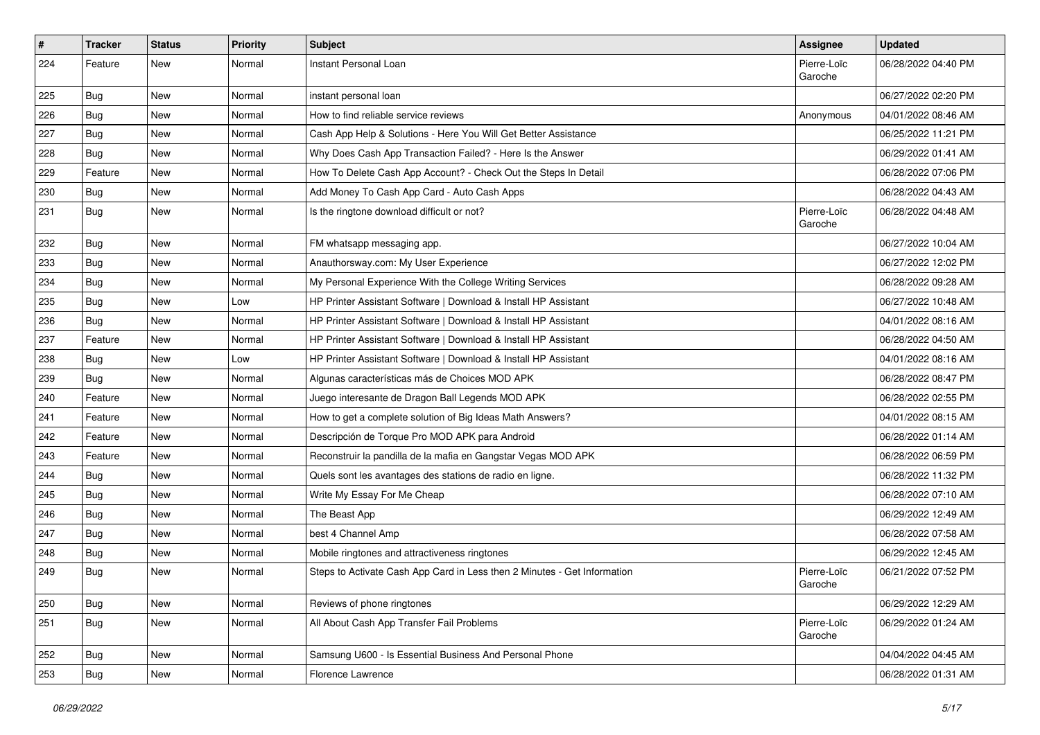| # | Tracker | Status | Priority | Subject | Assignee | Updated |
|---|---|---|---|---|---|---|
| 224 | Feature | New | Normal | Instant Personal Loan | Pierre-Loïc Garoche | 06/28/2022 04:40 PM |
| 225 | Bug | New | Normal | instant personal loan | | 06/27/2022 02:20 PM |
| 226 | Bug | New | Normal | How to find reliable service reviews | Anonymous | 04/01/2022 08:46 AM |
| 227 | Bug | New | Normal | Cash App Help & Solutions - Here You Will Get Better Assistance | | 06/25/2022 11:21 PM |
| 228 | Bug | New | Normal | Why Does Cash App Transaction Failed? - Here Is the Answer | | 06/29/2022 01:41 AM |
| 229 | Feature | New | Normal | How To Delete Cash App Account? - Check Out the Steps In Detail | | 06/28/2022 07:06 PM |
| 230 | Bug | New | Normal | Add Money To Cash App Card - Auto Cash Apps | | 06/28/2022 04:43 AM |
| 231 | Bug | New | Normal | Is the ringtone download difficult or not? | Pierre-Loïc Garoche | 06/28/2022 04:48 AM |
| 232 | Bug | New | Normal | FM whatsapp messaging app. | | 06/27/2022 10:04 AM |
| 233 | Bug | New | Normal | Anauthorsway.com: My User Experience | | 06/27/2022 12:02 PM |
| 234 | Bug | New | Normal | My Personal Experience With the College Writing Services | | 06/28/2022 09:28 AM |
| 235 | Bug | New | Low | HP Printer Assistant Software \| Download & Install HP Assistant | | 06/27/2022 10:48 AM |
| 236 | Bug | New | Normal | HP Printer Assistant Software \| Download & Install HP Assistant | | 04/01/2022 08:16 AM |
| 237 | Feature | New | Normal | HP Printer Assistant Software \| Download & Install HP Assistant | | 06/28/2022 04:50 AM |
| 238 | Bug | New | Low | HP Printer Assistant Software \| Download & Install HP Assistant | | 04/01/2022 08:16 AM |
| 239 | Bug | New | Normal | Algunas características más de Choices MOD APK | | 06/28/2022 08:47 PM |
| 240 | Feature | New | Normal | Juego interesante de Dragon Ball Legends MOD APK | | 06/28/2022 02:55 PM |
| 241 | Feature | New | Normal | How to get a complete solution of Big Ideas Math Answers? | | 04/01/2022 08:15 AM |
| 242 | Feature | New | Normal | Descripción de Torque Pro MOD APK para Android | | 06/28/2022 01:14 AM |
| 243 | Feature | New | Normal | Reconstruir la pandilla de la mafia en Gangstar Vegas MOD APK | | 06/28/2022 06:59 PM |
| 244 | Bug | New | Normal | Quels sont les avantages des stations de radio en ligne. | | 06/28/2022 11:32 PM |
| 245 | Bug | New | Normal | Write My Essay For Me Cheap | | 06/28/2022 07:10 AM |
| 246 | Bug | New | Normal | The Beast App | | 06/29/2022 12:49 AM |
| 247 | Bug | New | Normal | best 4 Channel Amp | | 06/28/2022 07:58 AM |
| 248 | Bug | New | Normal | Mobile ringtones and attractiveness ringtones | | 06/29/2022 12:45 AM |
| 249 | Bug | New | Normal | Steps to Activate Cash App Card in Less then 2 Minutes - Get Information | Pierre-Loïc Garoche | 06/21/2022 07:52 PM |
| 250 | Bug | New | Normal | Reviews of phone ringtones | | 06/29/2022 12:29 AM |
| 251 | Bug | New | Normal | All About Cash App Transfer Fail Problems | Pierre-Loïc Garoche | 06/29/2022 01:24 AM |
| 252 | Bug | New | Normal | Samsung U600 - Is Essential Business And Personal Phone | | 04/04/2022 04:45 AM |
| 253 | Bug | New | Normal | Florence Lawrence | | 06/28/2022 01:31 AM |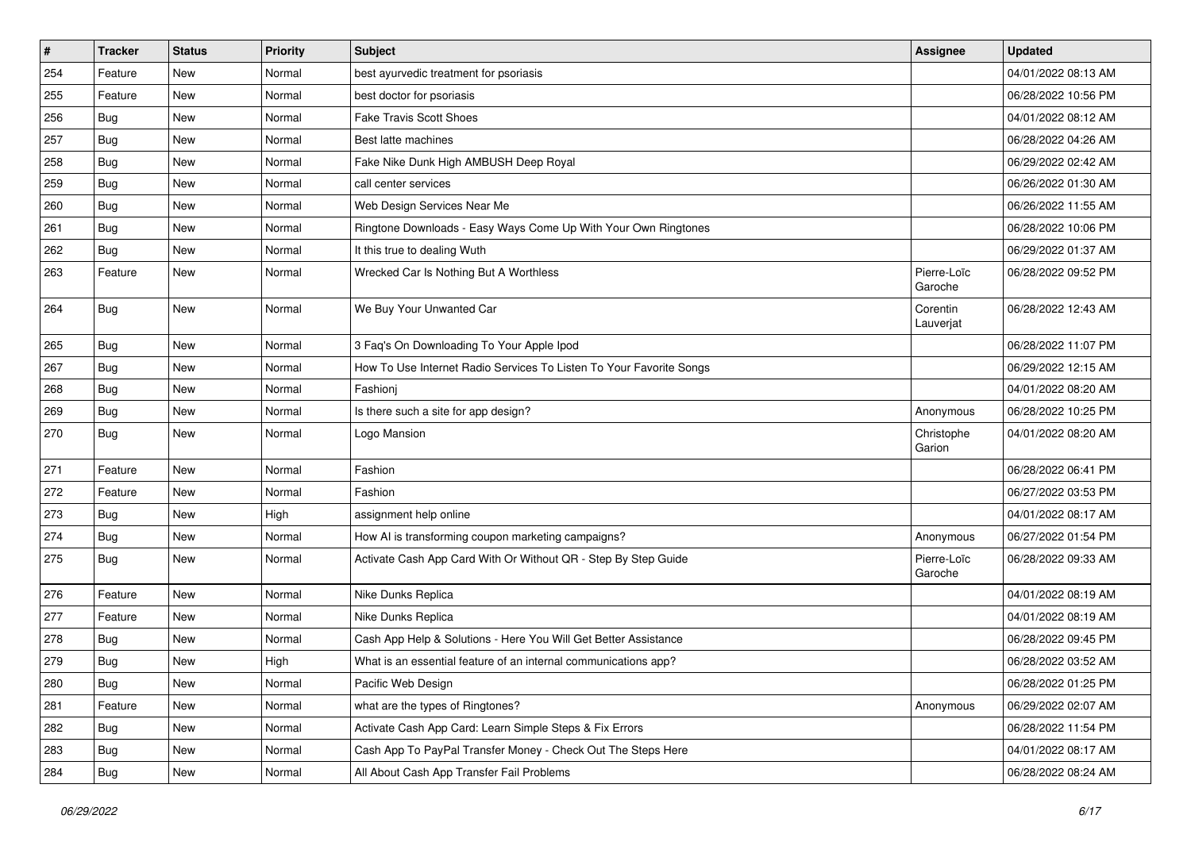| # | Tracker | Status | Priority | Subject | Assignee | Updated |
|---|---|---|---|---|---|---|
| 254 | Feature | New | Normal | best ayurvedic treatment for psoriasis | | 04/01/2022 08:13 AM |
| 255 | Feature | New | Normal | best doctor for psoriasis | | 06/28/2022 10:56 PM |
| 256 | Bug | New | Normal | Fake Travis Scott Shoes | | 04/01/2022 08:12 AM |
| 257 | Bug | New | Normal | Best latte machines | | 06/28/2022 04:26 AM |
| 258 | Bug | New | Normal | Fake Nike Dunk High AMBUSH Deep Royal | | 06/29/2022 02:42 AM |
| 259 | Bug | New | Normal | call center services | | 06/26/2022 01:30 AM |
| 260 | Bug | New | Normal | Web Design Services Near Me | | 06/26/2022 11:55 AM |
| 261 | Bug | New | Normal | Ringtone Downloads - Easy Ways Come Up With Your Own Ringtones | | 06/28/2022 10:06 PM |
| 262 | Bug | New | Normal | It this true to dealing Wuth | | 06/29/2022 01:37 AM |
| 263 | Feature | New | Normal | Wrecked Car Is Nothing But A Worthless | Pierre-Loïc Garoche | 06/28/2022 09:52 PM |
| 264 | Bug | New | Normal | We Buy Your Unwanted Car | Corentin Lauverjat | 06/28/2022 12:43 AM |
| 265 | Bug | New | Normal | 3 Faq's On Downloading To Your Apple Ipod | | 06/28/2022 11:07 PM |
| 267 | Bug | New | Normal | How To Use Internet Radio Services To Listen To Your Favorite Songs | | 06/29/2022 12:15 AM |
| 268 | Bug | New | Normal | Fashionj | | 04/01/2022 08:20 AM |
| 269 | Bug | New | Normal | Is there such a site for app design? | Anonymous | 06/28/2022 10:25 PM |
| 270 | Bug | New | Normal | Logo Mansion | Christophe Garion | 04/01/2022 08:20 AM |
| 271 | Feature | New | Normal | Fashion | | 06/28/2022 06:41 PM |
| 272 | Feature | New | Normal | Fashion | | 06/27/2022 03:53 PM |
| 273 | Bug | New | High | assignment help online | | 04/01/2022 08:17 AM |
| 274 | Bug | New | Normal | How AI is transforming coupon marketing campaigns? | Anonymous | 06/27/2022 01:54 PM |
| 275 | Bug | New | Normal | Activate Cash App Card With Or Without QR - Step By Step Guide | Pierre-Loïc Garoche | 06/28/2022 09:33 AM |
| 276 | Feature | New | Normal | Nike Dunks Replica | | 04/01/2022 08:19 AM |
| 277 | Feature | New | Normal | Nike Dunks Replica | | 04/01/2022 08:19 AM |
| 278 | Bug | New | Normal | Cash App Help & Solutions - Here You Will Get Better Assistance | | 06/28/2022 09:45 PM |
| 279 | Bug | New | High | What is an essential feature of an internal communications app? | | 06/28/2022 03:52 AM |
| 280 | Bug | New | Normal | Pacific Web Design | | 06/28/2022 01:25 PM |
| 281 | Feature | New | Normal | what are the types of Ringtones? | Anonymous | 06/29/2022 02:07 AM |
| 282 | Bug | New | Normal | Activate Cash App Card: Learn Simple Steps & Fix Errors | | 06/28/2022 11:54 PM |
| 283 | Bug | New | Normal | Cash App To PayPal Transfer Money - Check Out The Steps Here | | 04/01/2022 08:17 AM |
| 284 | Bug | New | Normal | All About Cash App Transfer Fail Problems | | 06/28/2022 08:24 AM |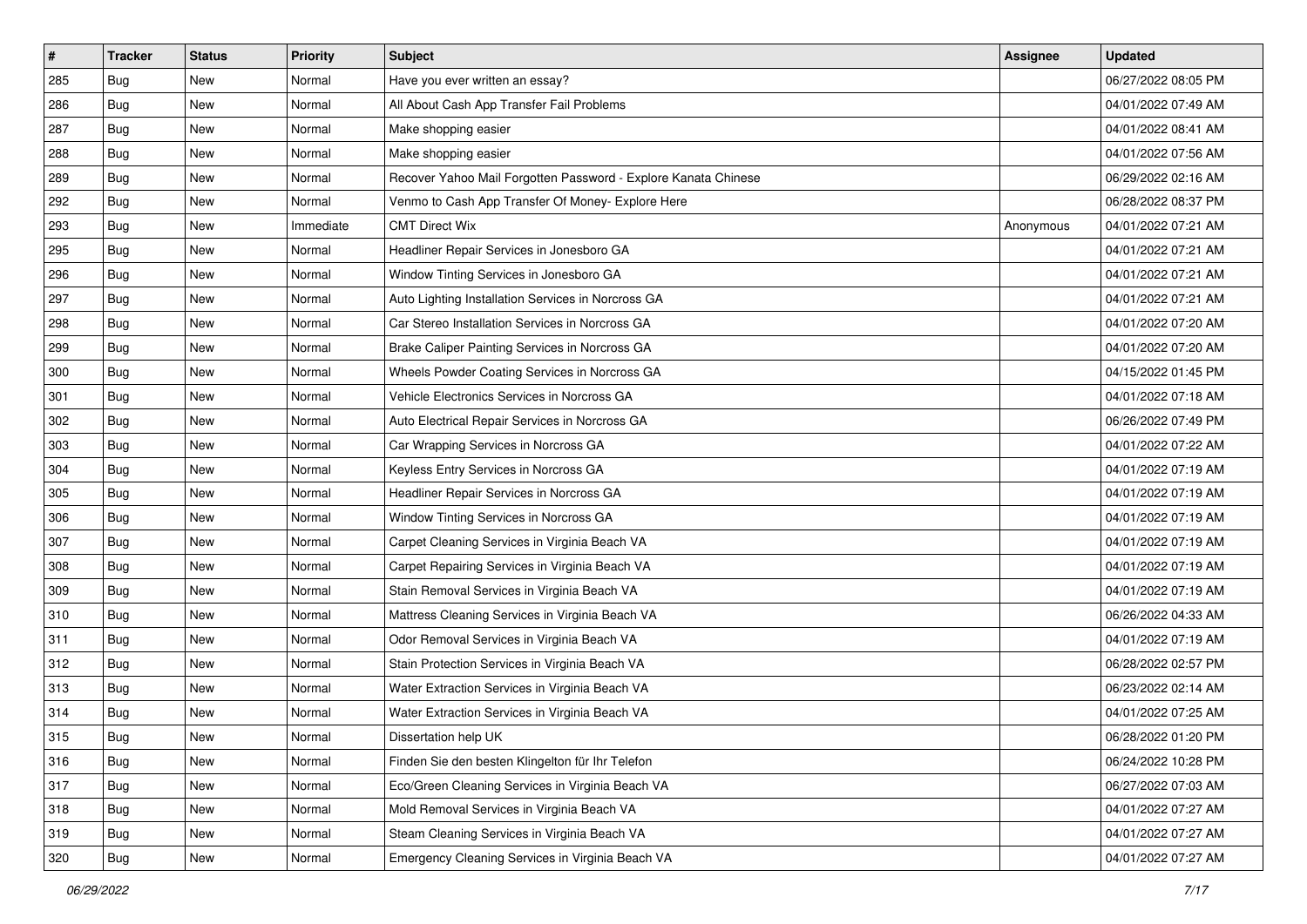| # | Tracker | Status | Priority | Subject | Assignee | Updated |
|---|---|---|---|---|---|---|
| 285 | Bug | New | Normal | Have you ever written an essay? | | 06/27/2022 08:05 PM |
| 286 | Bug | New | Normal | All About Cash App Transfer Fail Problems | | 04/01/2022 07:49 AM |
| 287 | Bug | New | Normal | Make shopping easier | | 04/01/2022 08:41 AM |
| 288 | Bug | New | Normal | Make shopping easier | | 04/01/2022 07:56 AM |
| 289 | Bug | New | Normal | Recover Yahoo Mail Forgotten Password - Explore Kanata Chinese | | 06/29/2022 02:16 AM |
| 292 | Bug | New | Normal | Venmo to Cash App Transfer Of Money- Explore Here | | 06/28/2022 08:37 PM |
| 293 | Bug | New | Immediate | CMT Direct Wix | Anonymous | 04/01/2022 07:21 AM |
| 295 | Bug | New | Normal | Headliner Repair Services in Jonesboro GA | | 04/01/2022 07:21 AM |
| 296 | Bug | New | Normal | Window Tinting Services in Jonesboro GA | | 04/01/2022 07:21 AM |
| 297 | Bug | New | Normal | Auto Lighting Installation Services in Norcross GA | | 04/01/2022 07:21 AM |
| 298 | Bug | New | Normal | Car Stereo Installation Services in Norcross GA | | 04/01/2022 07:20 AM |
| 299 | Bug | New | Normal | Brake Caliper Painting Services in Norcross GA | | 04/01/2022 07:20 AM |
| 300 | Bug | New | Normal | Wheels Powder Coating Services in Norcross GA | | 04/15/2022 01:45 PM |
| 301 | Bug | New | Normal | Vehicle Electronics Services in Norcross GA | | 04/01/2022 07:18 AM |
| 302 | Bug | New | Normal | Auto Electrical Repair Services in Norcross GA | | 06/26/2022 07:49 PM |
| 303 | Bug | New | Normal | Car Wrapping Services in Norcross GA | | 04/01/2022 07:22 AM |
| 304 | Bug | New | Normal | Keyless Entry Services in Norcross GA | | 04/01/2022 07:19 AM |
| 305 | Bug | New | Normal | Headliner Repair Services in Norcross GA | | 04/01/2022 07:19 AM |
| 306 | Bug | New | Normal | Window Tinting Services in Norcross GA | | 04/01/2022 07:19 AM |
| 307 | Bug | New | Normal | Carpet Cleaning Services in Virginia Beach VA | | 04/01/2022 07:19 AM |
| 308 | Bug | New | Normal | Carpet Repairing Services in Virginia Beach VA | | 04/01/2022 07:19 AM |
| 309 | Bug | New | Normal | Stain Removal Services in Virginia Beach VA | | 04/01/2022 07:19 AM |
| 310 | Bug | New | Normal | Mattress Cleaning Services in Virginia Beach VA | | 06/26/2022 04:33 AM |
| 311 | Bug | New | Normal | Odor Removal Services in Virginia Beach VA | | 04/01/2022 07:19 AM |
| 312 | Bug | New | Normal | Stain Protection Services in Virginia Beach VA | | 06/28/2022 02:57 PM |
| 313 | Bug | New | Normal | Water Extraction Services in Virginia Beach VA | | 06/23/2022 02:14 AM |
| 314 | Bug | New | Normal | Water Extraction Services in Virginia Beach VA | | 04/01/2022 07:25 AM |
| 315 | Bug | New | Normal | Dissertation help UK | | 06/28/2022 01:20 PM |
| 316 | Bug | New | Normal | Finden Sie den besten Klingelton für Ihr Telefon | | 06/24/2022 10:28 PM |
| 317 | Bug | New | Normal | Eco/Green Cleaning Services in Virginia Beach VA | | 06/27/2022 07:03 AM |
| 318 | Bug | New | Normal | Mold Removal Services in Virginia Beach VA | | 04/01/2022 07:27 AM |
| 319 | Bug | New | Normal | Steam Cleaning Services in Virginia Beach VA | | 04/01/2022 07:27 AM |
| 320 | Bug | New | Normal | Emergency Cleaning Services in Virginia Beach VA | | 04/01/2022 07:27 AM |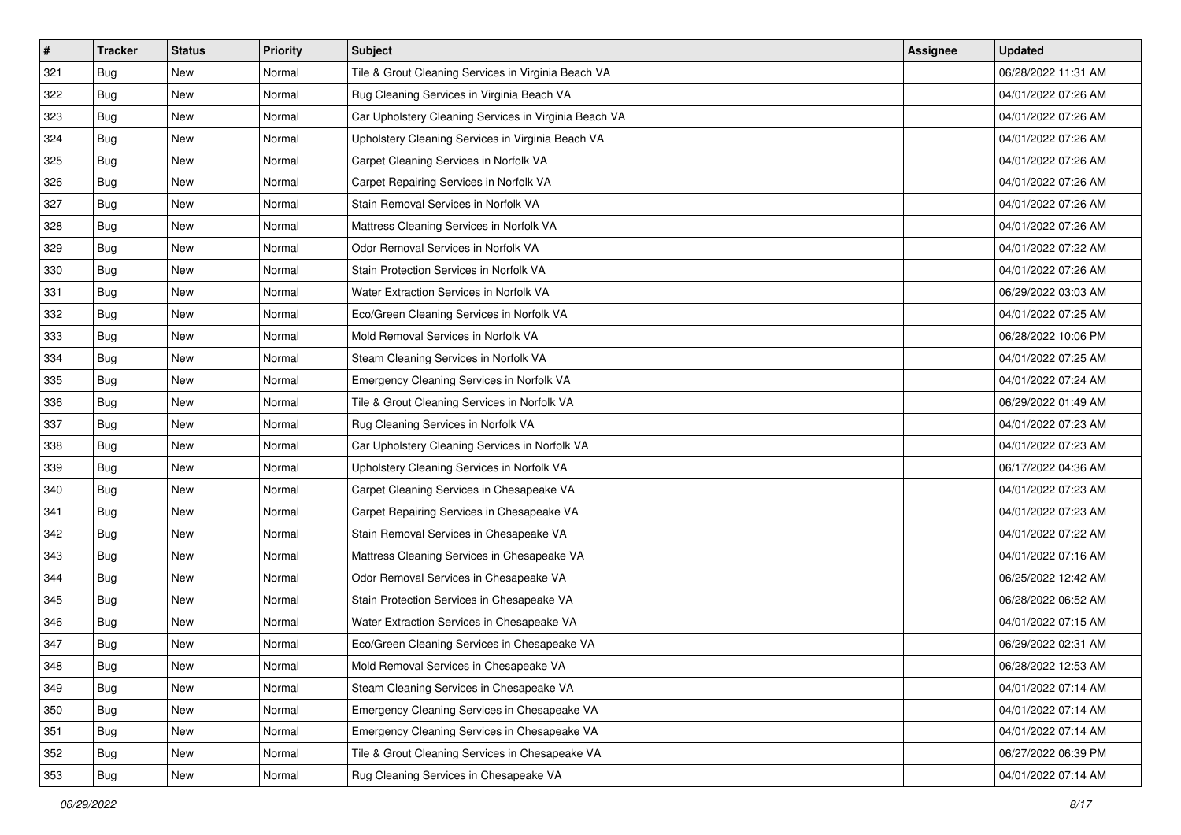| # | Tracker | Status | Priority | Subject | Assignee | Updated |
|---|---|---|---|---|---|---|
| 321 | Bug | New | Normal | Tile & Grout Cleaning Services in Virginia Beach VA | | 06/28/2022 11:31 AM |
| 322 | Bug | New | Normal | Rug Cleaning Services in Virginia Beach VA | | 04/01/2022 07:26 AM |
| 323 | Bug | New | Normal | Car Upholstery Cleaning Services in Virginia Beach VA | | 04/01/2022 07:26 AM |
| 324 | Bug | New | Normal | Upholstery Cleaning Services in Virginia Beach VA | | 04/01/2022 07:26 AM |
| 325 | Bug | New | Normal | Carpet Cleaning Services in Norfolk VA | | 04/01/2022 07:26 AM |
| 326 | Bug | New | Normal | Carpet Repairing Services in Norfolk VA | | 04/01/2022 07:26 AM |
| 327 | Bug | New | Normal | Stain Removal Services in Norfolk VA | | 04/01/2022 07:26 AM |
| 328 | Bug | New | Normal | Mattress Cleaning Services in Norfolk VA | | 04/01/2022 07:26 AM |
| 329 | Bug | New | Normal | Odor Removal Services in Norfolk VA | | 04/01/2022 07:22 AM |
| 330 | Bug | New | Normal | Stain Protection Services in Norfolk VA | | 04/01/2022 07:26 AM |
| 331 | Bug | New | Normal | Water Extraction Services in Norfolk VA | | 06/29/2022 03:03 AM |
| 332 | Bug | New | Normal | Eco/Green Cleaning Services in Norfolk VA | | 04/01/2022 07:25 AM |
| 333 | Bug | New | Normal | Mold Removal Services in Norfolk VA | | 06/28/2022 10:06 PM |
| 334 | Bug | New | Normal | Steam Cleaning Services in Norfolk VA | | 04/01/2022 07:25 AM |
| 335 | Bug | New | Normal | Emergency Cleaning Services in Norfolk VA | | 04/01/2022 07:24 AM |
| 336 | Bug | New | Normal | Tile & Grout Cleaning Services in Norfolk VA | | 06/29/2022 01:49 AM |
| 337 | Bug | New | Normal | Rug Cleaning Services in Norfolk VA | | 04/01/2022 07:23 AM |
| 338 | Bug | New | Normal | Car Upholstery Cleaning Services in Norfolk VA | | 04/01/2022 07:23 AM |
| 339 | Bug | New | Normal | Upholstery Cleaning Services in Norfolk VA | | 06/17/2022 04:36 AM |
| 340 | Bug | New | Normal | Carpet Cleaning Services in Chesapeake VA | | 04/01/2022 07:23 AM |
| 341 | Bug | New | Normal | Carpet Repairing Services in Chesapeake VA | | 04/01/2022 07:23 AM |
| 342 | Bug | New | Normal | Stain Removal Services in Chesapeake VA | | 04/01/2022 07:22 AM |
| 343 | Bug | New | Normal | Mattress Cleaning Services in Chesapeake VA | | 04/01/2022 07:16 AM |
| 344 | Bug | New | Normal | Odor Removal Services in Chesapeake VA | | 06/25/2022 12:42 AM |
| 345 | Bug | New | Normal | Stain Protection Services in Chesapeake VA | | 06/28/2022 06:52 AM |
| 346 | Bug | New | Normal | Water Extraction Services in Chesapeake VA | | 04/01/2022 07:15 AM |
| 347 | Bug | New | Normal | Eco/Green Cleaning Services in Chesapeake VA | | 06/29/2022 02:31 AM |
| 348 | Bug | New | Normal | Mold Removal Services in Chesapeake VA | | 06/28/2022 12:53 AM |
| 349 | Bug | New | Normal | Steam Cleaning Services in Chesapeake VA | | 04/01/2022 07:14 AM |
| 350 | Bug | New | Normal | Emergency Cleaning Services in Chesapeake VA | | 04/01/2022 07:14 AM |
| 351 | Bug | New | Normal | Emergency Cleaning Services in Chesapeake VA | | 04/01/2022 07:14 AM |
| 352 | Bug | New | Normal | Tile & Grout Cleaning Services in Chesapeake VA | | 06/27/2022 06:39 PM |
| 353 | Bug | New | Normal | Rug Cleaning Services in Chesapeake VA | | 04/01/2022 07:14 AM |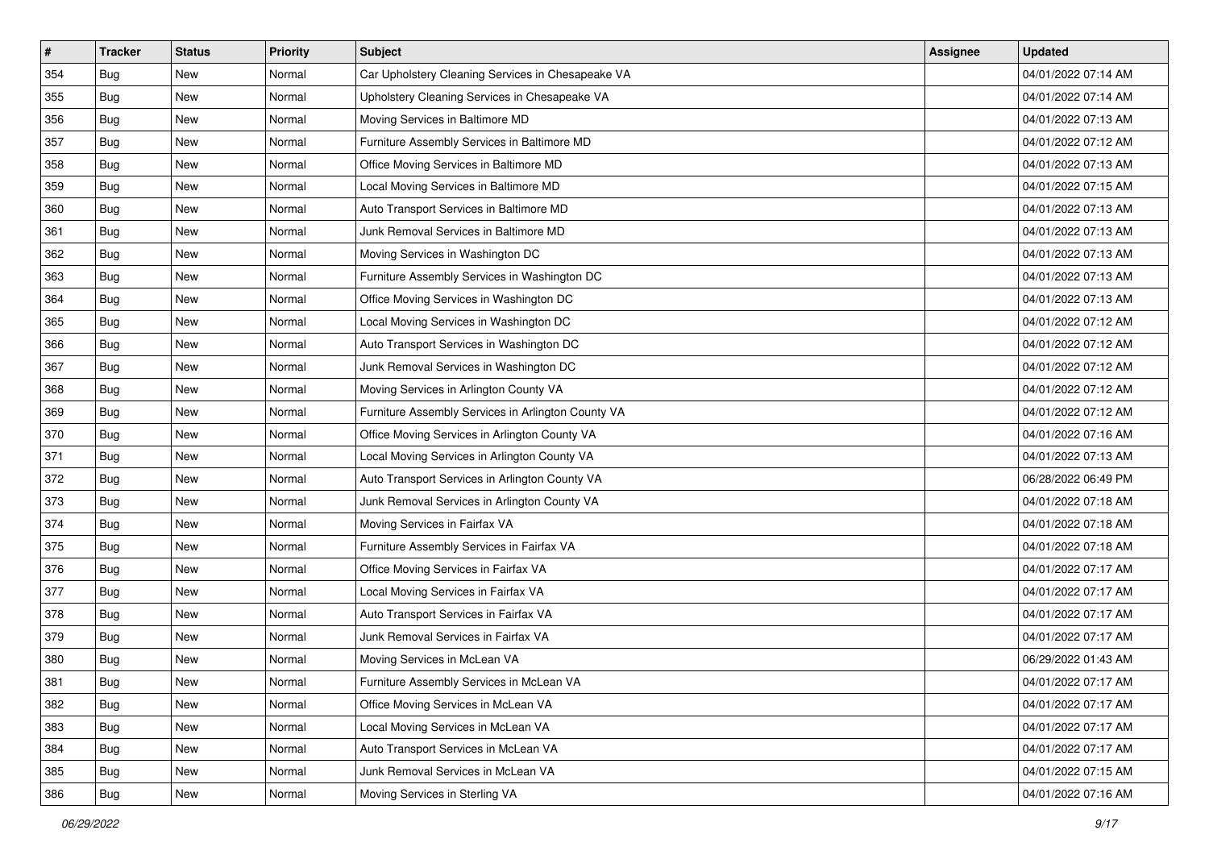| # | Tracker | Status | Priority | Subject | Assignee | Updated |
|---|---|---|---|---|---|---|
| 354 | Bug | New | Normal | Car Upholstery Cleaning Services in Chesapeake VA | | 04/01/2022 07:14 AM |
| 355 | Bug | New | Normal | Upholstery Cleaning Services in Chesapeake VA | | 04/01/2022 07:14 AM |
| 356 | Bug | New | Normal | Moving Services in Baltimore MD | | 04/01/2022 07:13 AM |
| 357 | Bug | New | Normal | Furniture Assembly Services in Baltimore MD | | 04/01/2022 07:12 AM |
| 358 | Bug | New | Normal | Office Moving Services in Baltimore MD | | 04/01/2022 07:13 AM |
| 359 | Bug | New | Normal | Local Moving Services in Baltimore MD | | 04/01/2022 07:15 AM |
| 360 | Bug | New | Normal | Auto Transport Services in Baltimore MD | | 04/01/2022 07:13 AM |
| 361 | Bug | New | Normal | Junk Removal Services in Baltimore MD | | 04/01/2022 07:13 AM |
| 362 | Bug | New | Normal | Moving Services in Washington DC | | 04/01/2022 07:13 AM |
| 363 | Bug | New | Normal | Furniture Assembly Services in Washington DC | | 04/01/2022 07:13 AM |
| 364 | Bug | New | Normal | Office Moving Services in Washington DC | | 04/01/2022 07:13 AM |
| 365 | Bug | New | Normal | Local Moving Services in Washington DC | | 04/01/2022 07:12 AM |
| 366 | Bug | New | Normal | Auto Transport Services in Washington DC | | 04/01/2022 07:12 AM |
| 367 | Bug | New | Normal | Junk Removal Services in Washington DC | | 04/01/2022 07:12 AM |
| 368 | Bug | New | Normal | Moving Services in Arlington County VA | | 04/01/2022 07:12 AM |
| 369 | Bug | New | Normal | Furniture Assembly Services in Arlington County VA | | 04/01/2022 07:12 AM |
| 370 | Bug | New | Normal | Office Moving Services in Arlington County VA | | 04/01/2022 07:16 AM |
| 371 | Bug | New | Normal | Local Moving Services in Arlington County VA | | 04/01/2022 07:13 AM |
| 372 | Bug | New | Normal | Auto Transport Services in Arlington County VA | | 06/28/2022 06:49 PM |
| 373 | Bug | New | Normal | Junk Removal Services in Arlington County VA | | 04/01/2022 07:18 AM |
| 374 | Bug | New | Normal | Moving Services in Fairfax VA | | 04/01/2022 07:18 AM |
| 375 | Bug | New | Normal | Furniture Assembly Services in Fairfax VA | | 04/01/2022 07:18 AM |
| 376 | Bug | New | Normal | Office Moving Services in Fairfax VA | | 04/01/2022 07:17 AM |
| 377 | Bug | New | Normal | Local Moving Services in Fairfax VA | | 04/01/2022 07:17 AM |
| 378 | Bug | New | Normal | Auto Transport Services in Fairfax VA | | 04/01/2022 07:17 AM |
| 379 | Bug | New | Normal | Junk Removal Services in Fairfax VA | | 04/01/2022 07:17 AM |
| 380 | Bug | New | Normal | Moving Services in McLean VA | | 06/29/2022 01:43 AM |
| 381 | Bug | New | Normal | Furniture Assembly Services in McLean VA | | 04/01/2022 07:17 AM |
| 382 | Bug | New | Normal | Office Moving Services in McLean VA | | 04/01/2022 07:17 AM |
| 383 | Bug | New | Normal | Local Moving Services in McLean VA | | 04/01/2022 07:17 AM |
| 384 | Bug | New | Normal | Auto Transport Services in McLean VA | | 04/01/2022 07:17 AM |
| 385 | Bug | New | Normal | Junk Removal Services in McLean VA | | 04/01/2022 07:15 AM |
| 386 | Bug | New | Normal | Moving Services in Sterling VA | | 04/01/2022 07:16 AM |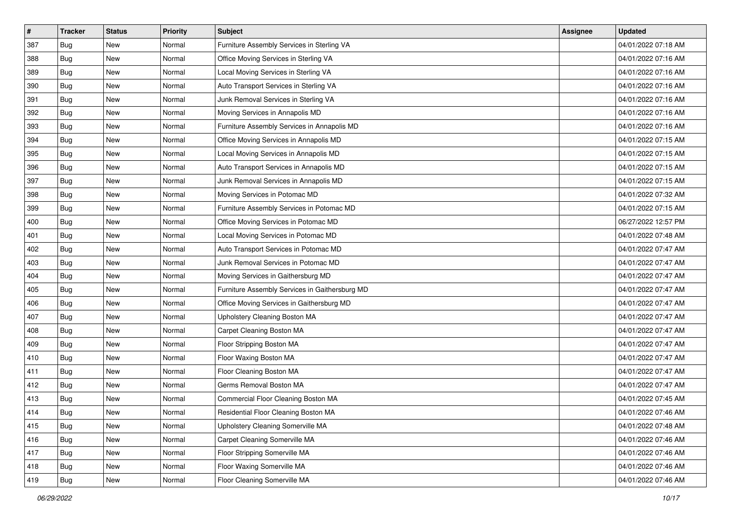| # | Tracker | Status | Priority | Subject | Assignee | Updated |
| --- | --- | --- | --- | --- | --- | --- |
| 387 | Bug | New | Normal | Furniture Assembly Services in Sterling VA | | 04/01/2022 07:18 AM |
| 388 | Bug | New | Normal | Office Moving Services in Sterling VA | | 04/01/2022 07:16 AM |
| 389 | Bug | New | Normal | Local Moving Services in Sterling VA | | 04/01/2022 07:16 AM |
| 390 | Bug | New | Normal | Auto Transport Services in Sterling VA | | 04/01/2022 07:16 AM |
| 391 | Bug | New | Normal | Junk Removal Services in Sterling VA | | 04/01/2022 07:16 AM |
| 392 | Bug | New | Normal | Moving Services in Annapolis MD | | 04/01/2022 07:16 AM |
| 393 | Bug | New | Normal | Furniture Assembly Services in Annapolis MD | | 04/01/2022 07:16 AM |
| 394 | Bug | New | Normal | Office Moving Services in Annapolis MD | | 04/01/2022 07:15 AM |
| 395 | Bug | New | Normal | Local Moving Services in Annapolis MD | | 04/01/2022 07:15 AM |
| 396 | Bug | New | Normal | Auto Transport Services in Annapolis MD | | 04/01/2022 07:15 AM |
| 397 | Bug | New | Normal | Junk Removal Services in Annapolis MD | | 04/01/2022 07:15 AM |
| 398 | Bug | New | Normal | Moving Services in Potomac MD | | 04/01/2022 07:32 AM |
| 399 | Bug | New | Normal | Furniture Assembly Services in Potomac MD | | 04/01/2022 07:15 AM |
| 400 | Bug | New | Normal | Office Moving Services in Potomac MD | | 06/27/2022 12:57 PM |
| 401 | Bug | New | Normal | Local Moving Services in Potomac MD | | 04/01/2022 07:48 AM |
| 402 | Bug | New | Normal | Auto Transport Services in Potomac MD | | 04/01/2022 07:47 AM |
| 403 | Bug | New | Normal | Junk Removal Services in Potomac MD | | 04/01/2022 07:47 AM |
| 404 | Bug | New | Normal | Moving Services in Gaithersburg MD | | 04/01/2022 07:47 AM |
| 405 | Bug | New | Normal | Furniture Assembly Services in Gaithersburg MD | | 04/01/2022 07:47 AM |
| 406 | Bug | New | Normal | Office Moving Services in Gaithersburg MD | | 04/01/2022 07:47 AM |
| 407 | Bug | New | Normal | Upholstery Cleaning Boston MA | | 04/01/2022 07:47 AM |
| 408 | Bug | New | Normal | Carpet Cleaning Boston MA | | 04/01/2022 07:47 AM |
| 409 | Bug | New | Normal | Floor Stripping Boston MA | | 04/01/2022 07:47 AM |
| 410 | Bug | New | Normal | Floor Waxing Boston MA | | 04/01/2022 07:47 AM |
| 411 | Bug | New | Normal | Floor Cleaning Boston MA | | 04/01/2022 07:47 AM |
| 412 | Bug | New | Normal | Germs Removal Boston MA | | 04/01/2022 07:47 AM |
| 413 | Bug | New | Normal | Commercial Floor Cleaning Boston MA | | 04/01/2022 07:45 AM |
| 414 | Bug | New | Normal | Residential Floor Cleaning Boston MA | | 04/01/2022 07:46 AM |
| 415 | Bug | New | Normal | Upholstery Cleaning Somerville MA | | 04/01/2022 07:48 AM |
| 416 | Bug | New | Normal | Carpet Cleaning Somerville MA | | 04/01/2022 07:46 AM |
| 417 | Bug | New | Normal | Floor Stripping Somerville MA | | 04/01/2022 07:46 AM |
| 418 | Bug | New | Normal | Floor Waxing Somerville MA | | 04/01/2022 07:46 AM |
| 419 | Bug | New | Normal | Floor Cleaning Somerville MA | | 04/01/2022 07:46 AM |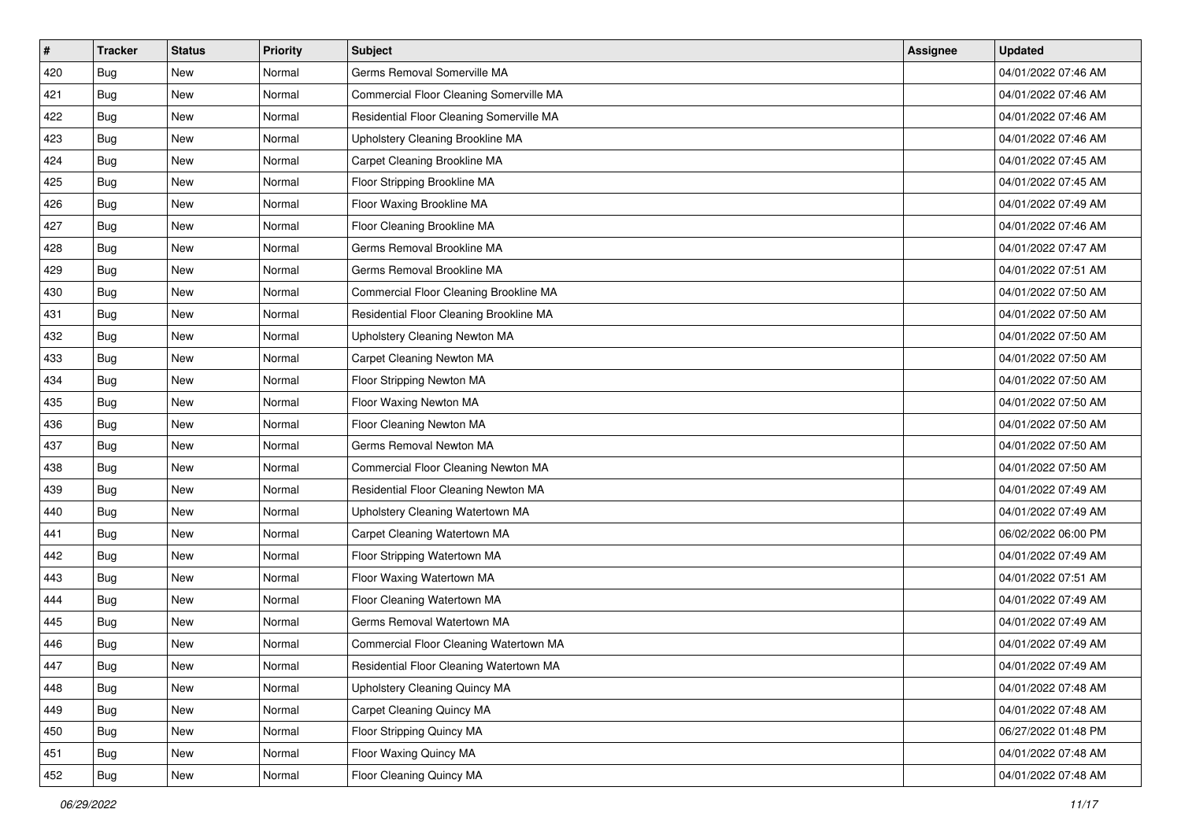| # | Tracker | Status | Priority | Subject | Assignee | Updated |
|---|---|---|---|---|---|---|
| 420 | Bug | New | Normal | Germs Removal Somerville MA | | 04/01/2022 07:46 AM |
| 421 | Bug | New | Normal | Commercial Floor Cleaning Somerville MA | | 04/01/2022 07:46 AM |
| 422 | Bug | New | Normal | Residential Floor Cleaning Somerville MA | | 04/01/2022 07:46 AM |
| 423 | Bug | New | Normal | Upholstery Cleaning Brookline MA | | 04/01/2022 07:46 AM |
| 424 | Bug | New | Normal | Carpet Cleaning Brookline MA | | 04/01/2022 07:45 AM |
| 425 | Bug | New | Normal | Floor Stripping Brookline MA | | 04/01/2022 07:45 AM |
| 426 | Bug | New | Normal | Floor Waxing Brookline MA | | 04/01/2022 07:49 AM |
| 427 | Bug | New | Normal | Floor Cleaning Brookline MA | | 04/01/2022 07:46 AM |
| 428 | Bug | New | Normal | Germs Removal Brookline MA | | 04/01/2022 07:47 AM |
| 429 | Bug | New | Normal | Germs Removal Brookline MA | | 04/01/2022 07:51 AM |
| 430 | Bug | New | Normal | Commercial Floor Cleaning Brookline MA | | 04/01/2022 07:50 AM |
| 431 | Bug | New | Normal | Residential Floor Cleaning Brookline MA | | 04/01/2022 07:50 AM |
| 432 | Bug | New | Normal | Upholstery Cleaning Newton MA | | 04/01/2022 07:50 AM |
| 433 | Bug | New | Normal | Carpet Cleaning Newton MA | | 04/01/2022 07:50 AM |
| 434 | Bug | New | Normal | Floor Stripping Newton MA | | 04/01/2022 07:50 AM |
| 435 | Bug | New | Normal | Floor Waxing Newton MA | | 04/01/2022 07:50 AM |
| 436 | Bug | New | Normal | Floor Cleaning Newton MA | | 04/01/2022 07:50 AM |
| 437 | Bug | New | Normal | Germs Removal Newton MA | | 04/01/2022 07:50 AM |
| 438 | Bug | New | Normal | Commercial Floor Cleaning Newton MA | | 04/01/2022 07:50 AM |
| 439 | Bug | New | Normal | Residential Floor Cleaning Newton MA | | 04/01/2022 07:49 AM |
| 440 | Bug | New | Normal | Upholstery Cleaning Watertown MA | | 04/01/2022 07:49 AM |
| 441 | Bug | New | Normal | Carpet Cleaning Watertown MA | | 06/02/2022 06:00 PM |
| 442 | Bug | New | Normal | Floor Stripping Watertown MA | | 04/01/2022 07:49 AM |
| 443 | Bug | New | Normal | Floor Waxing Watertown MA | | 04/01/2022 07:51 AM |
| 444 | Bug | New | Normal | Floor Cleaning Watertown MA | | 04/01/2022 07:49 AM |
| 445 | Bug | New | Normal | Germs Removal Watertown MA | | 04/01/2022 07:49 AM |
| 446 | Bug | New | Normal | Commercial Floor Cleaning Watertown MA | | 04/01/2022 07:49 AM |
| 447 | Bug | New | Normal | Residential Floor Cleaning Watertown MA | | 04/01/2022 07:49 AM |
| 448 | Bug | New | Normal | Upholstery Cleaning Quincy MA | | 04/01/2022 07:48 AM |
| 449 | Bug | New | Normal | Carpet Cleaning Quincy MA | | 04/01/2022 07:48 AM |
| 450 | Bug | New | Normal | Floor Stripping Quincy MA | | 06/27/2022 01:48 PM |
| 451 | Bug | New | Normal | Floor Waxing Quincy MA | | 04/01/2022 07:48 AM |
| 452 | Bug | New | Normal | Floor Cleaning Quincy MA | | 04/01/2022 07:48 AM |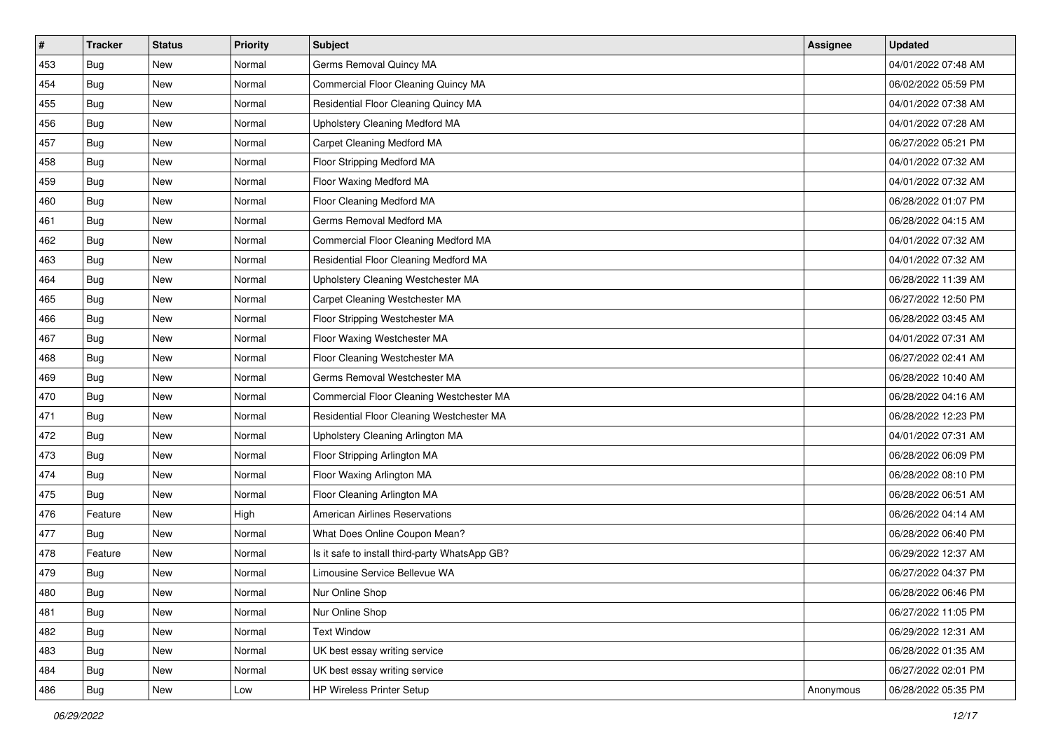| # | Tracker | Status | Priority | Subject | Assignee | Updated |
|---|---|---|---|---|---|---|
| 453 | Bug | New | Normal | Germs Removal Quincy MA | | 04/01/2022 07:48 AM |
| 454 | Bug | New | Normal | Commercial Floor Cleaning Quincy MA | | 06/02/2022 05:59 PM |
| 455 | Bug | New | Normal | Residential Floor Cleaning Quincy MA | | 04/01/2022 07:38 AM |
| 456 | Bug | New | Normal | Upholstery Cleaning Medford MA | | 04/01/2022 07:28 AM |
| 457 | Bug | New | Normal | Carpet Cleaning Medford MA | | 06/27/2022 05:21 PM |
| 458 | Bug | New | Normal | Floor Stripping Medford MA | | 04/01/2022 07:32 AM |
| 459 | Bug | New | Normal | Floor Waxing Medford MA | | 04/01/2022 07:32 AM |
| 460 | Bug | New | Normal | Floor Cleaning Medford MA | | 06/28/2022 01:07 PM |
| 461 | Bug | New | Normal | Germs Removal Medford MA | | 06/28/2022 04:15 AM |
| 462 | Bug | New | Normal | Commercial Floor Cleaning Medford MA | | 04/01/2022 07:32 AM |
| 463 | Bug | New | Normal | Residential Floor Cleaning Medford MA | | 04/01/2022 07:32 AM |
| 464 | Bug | New | Normal | Upholstery Cleaning Westchester MA | | 06/28/2022 11:39 AM |
| 465 | Bug | New | Normal | Carpet Cleaning Westchester MA | | 06/27/2022 12:50 PM |
| 466 | Bug | New | Normal | Floor Stripping Westchester MA | | 06/28/2022 03:45 AM |
| 467 | Bug | New | Normal | Floor Waxing Westchester MA | | 04/01/2022 07:31 AM |
| 468 | Bug | New | Normal | Floor Cleaning Westchester MA | | 06/27/2022 02:41 AM |
| 469 | Bug | New | Normal | Germs Removal Westchester MA | | 06/28/2022 10:40 AM |
| 470 | Bug | New | Normal | Commercial Floor Cleaning Westchester MA | | 06/28/2022 04:16 AM |
| 471 | Bug | New | Normal | Residential Floor Cleaning Westchester MA | | 06/28/2022 12:23 PM |
| 472 | Bug | New | Normal | Upholstery Cleaning Arlington MA | | 04/01/2022 07:31 AM |
| 473 | Bug | New | Normal | Floor Stripping Arlington MA | | 06/28/2022 06:09 PM |
| 474 | Bug | New | Normal | Floor Waxing Arlington MA | | 06/28/2022 08:10 PM |
| 475 | Bug | New | Normal | Floor Cleaning Arlington MA | | 06/28/2022 06:51 AM |
| 476 | Feature | New | High | American Airlines Reservations | | 06/26/2022 04:14 AM |
| 477 | Bug | New | Normal | What Does Online Coupon Mean? | | 06/28/2022 06:40 PM |
| 478 | Feature | New | Normal | Is it safe to install third-party WhatsApp GB? | | 06/29/2022 12:37 AM |
| 479 | Bug | New | Normal | Limousine Service Bellevue WA | | 06/27/2022 04:37 PM |
| 480 | Bug | New | Normal | Nur Online Shop | | 06/28/2022 06:46 PM |
| 481 | Bug | New | Normal | Nur Online Shop | | 06/27/2022 11:05 PM |
| 482 | Bug | New | Normal | Text Window | | 06/29/2022 12:31 AM |
| 483 | Bug | New | Normal | UK best essay writing service | | 06/28/2022 01:35 AM |
| 484 | Bug | New | Normal | UK best essay writing service | | 06/27/2022 02:01 PM |
| 486 | Bug | New | Low | HP Wireless Printer Setup | Anonymous | 06/28/2022 05:35 PM |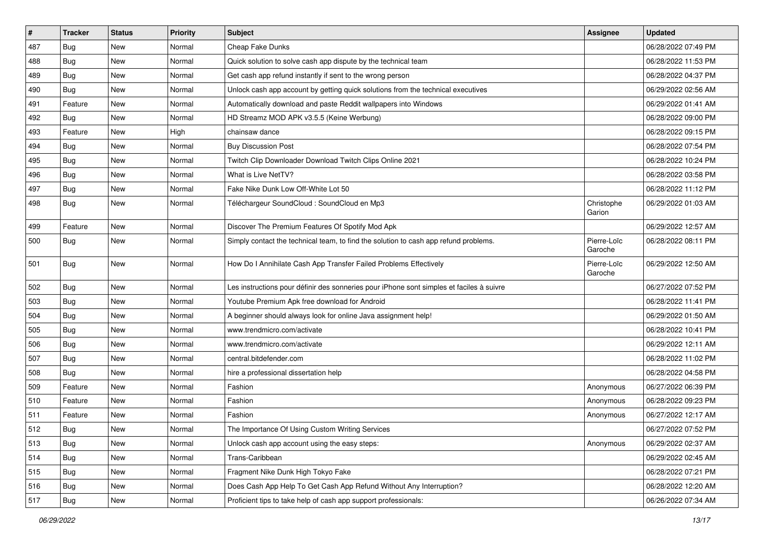| # | Tracker | Status | Priority | Subject | Assignee | Updated |
|---|---|---|---|---|---|---|
| 487 | Bug | New | Normal | Cheap Fake Dunks | | 06/28/2022 07:49 PM |
| 488 | Bug | New | Normal | Quick solution to solve cash app dispute by the technical team | | 06/28/2022 11:53 PM |
| 489 | Bug | New | Normal | Get cash app refund instantly if sent to the wrong person | | 06/28/2022 04:37 PM |
| 490 | Bug | New | Normal | Unlock cash app account by getting quick solutions from the technical executives | | 06/29/2022 02:56 AM |
| 491 | Feature | New | Normal | Automatically download and paste Reddit wallpapers into Windows | | 06/29/2022 01:41 AM |
| 492 | Bug | New | Normal | HD Streamz MOD APK v3.5.5 (Keine Werbung) | | 06/28/2022 09:00 PM |
| 493 | Feature | New | High | chainsaw dance | | 06/28/2022 09:15 PM |
| 494 | Bug | New | Normal | Buy Discussion Post | | 06/28/2022 07:54 PM |
| 495 | Bug | New | Normal | Twitch Clip Downloader Download Twitch Clips Online 2021 | | 06/28/2022 10:24 PM |
| 496 | Bug | New | Normal | What is Live NetTV? | | 06/28/2022 03:58 PM |
| 497 | Bug | New | Normal | Fake Nike Dunk Low Off-White Lot 50 | | 06/28/2022 11:12 PM |
| 498 | Bug | New | Normal | Téléchargeur SoundCloud : SoundCloud en Mp3 | Christophe Garion | 06/29/2022 01:03 AM |
| 499 | Feature | New | Normal | Discover The Premium Features Of Spotify Mod Apk | | 06/29/2022 12:57 AM |
| 500 | Bug | New | Normal | Simply contact the technical team, to find the solution to cash app refund problems. | Pierre-Loïc Garoche | 06/28/2022 08:11 PM |
| 501 | Bug | New | Normal | How Do I Annihilate Cash App Transfer Failed Problems Effectively | Pierre-Loïc Garoche | 06/29/2022 12:50 AM |
| 502 | Bug | New | Normal | Les instructions pour définir des sonneries pour iPhone sont simples et faciles à suivre | | 06/27/2022 07:52 PM |
| 503 | Bug | New | Normal | Youtube Premium Apk free download for Android | | 06/28/2022 11:41 PM |
| 504 | Bug | New | Normal | A beginner should always look for online Java assignment help! | | 06/29/2022 01:50 AM |
| 505 | Bug | New | Normal | www.trendmicro.com/activate | | 06/28/2022 10:41 PM |
| 506 | Bug | New | Normal | www.trendmicro.com/activate | | 06/29/2022 12:11 AM |
| 507 | Bug | New | Normal | central.bitdefender.com | | 06/28/2022 11:02 PM |
| 508 | Bug | New | Normal | hire a professional dissertation help | | 06/28/2022 04:58 PM |
| 509 | Feature | New | Normal | Fashion | Anonymous | 06/27/2022 06:39 PM |
| 510 | Feature | New | Normal | Fashion | Anonymous | 06/28/2022 09:23 PM |
| 511 | Feature | New | Normal | Fashion | Anonymous | 06/27/2022 12:17 AM |
| 512 | Bug | New | Normal | The Importance Of Using Custom Writing Services | | 06/27/2022 07:52 PM |
| 513 | Bug | New | Normal | Unlock cash app account using the easy steps: | Anonymous | 06/29/2022 02:37 AM |
| 514 | Bug | New | Normal | Trans-Caribbean | | 06/29/2022 02:45 AM |
| 515 | Bug | New | Normal | Fragment Nike Dunk High Tokyo Fake | | 06/28/2022 07:21 PM |
| 516 | Bug | New | Normal | Does Cash App Help To Get Cash App Refund Without Any Interruption? | | 06/28/2022 12:20 AM |
| 517 | Bug | New | Normal | Proficient tips to take help of cash app support professionals: | | 06/26/2022 07:34 AM |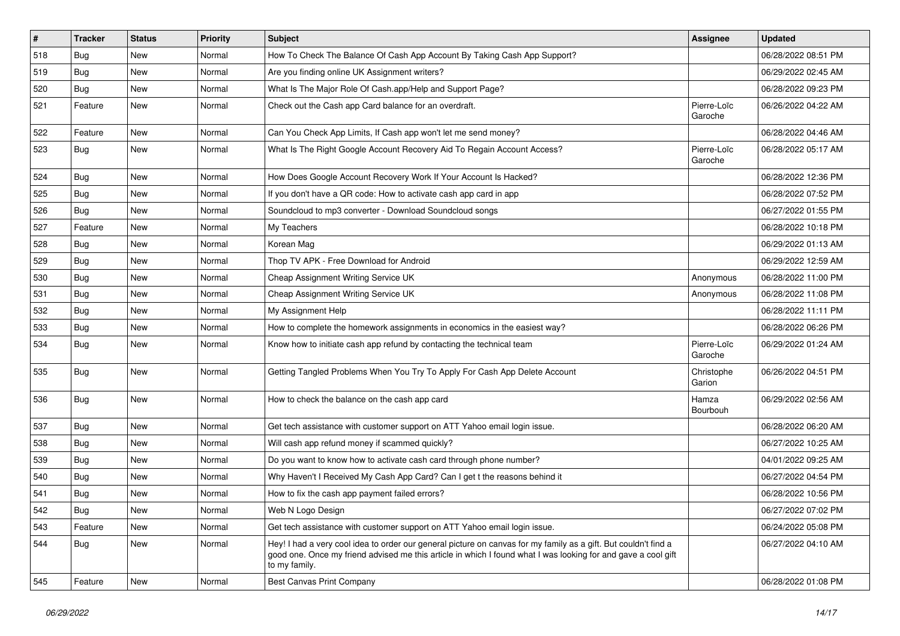| # | Tracker | Status | Priority | Subject | Assignee | Updated |
|---|---|---|---|---|---|---|
| 518 | Bug | New | Normal | How To Check The Balance Of Cash App Account By Taking Cash App Support? | | 06/28/2022 08:51 PM |
| 519 | Bug | New | Normal | Are you finding online UK Assignment writers? | | 06/29/2022 02:45 AM |
| 520 | Bug | New | Normal | What Is The Major Role Of Cash.app/Help and Support Page? | | 06/28/2022 09:23 PM |
| 521 | Feature | New | Normal | Check out the Cash app Card balance for an overdraft. | Pierre-Loïc Garoche | 06/26/2022 04:22 AM |
| 522 | Feature | New | Normal | Can You Check App Limits, If Cash app won't let me send money? | | 06/28/2022 04:46 AM |
| 523 | Bug | New | Normal | What Is The Right Google Account Recovery Aid To Regain Account Access? | Pierre-Loïc Garoche | 06/28/2022 05:17 AM |
| 524 | Bug | New | Normal | How Does Google Account Recovery Work If Your Account Is Hacked? | | 06/28/2022 12:36 PM |
| 525 | Bug | New | Normal | If you don't have a QR code: How to activate cash app card in app | | 06/28/2022 07:52 PM |
| 526 | Bug | New | Normal | Soundcloud to mp3 converter - Download Soundcloud songs | | 06/27/2022 01:55 PM |
| 527 | Feature | New | Normal | My Teachers | | 06/28/2022 10:18 PM |
| 528 | Bug | New | Normal | Korean Mag | | 06/29/2022 01:13 AM |
| 529 | Bug | New | Normal | Thop TV APK - Free Download for Android | | 06/29/2022 12:59 AM |
| 530 | Bug | New | Normal | Cheap Assignment Writing Service UK | Anonymous | 06/28/2022 11:00 PM |
| 531 | Bug | New | Normal | Cheap Assignment Writing Service UK | Anonymous | 06/28/2022 11:08 PM |
| 532 | Bug | New | Normal | My Assignment Help | | 06/28/2022 11:11 PM |
| 533 | Bug | New | Normal | How to complete the homework assignments in economics in the easiest way? | | 06/28/2022 06:26 PM |
| 534 | Bug | New | Normal | Know how to initiate cash app refund by contacting the technical team | Pierre-Loïc Garoche | 06/29/2022 01:24 AM |
| 535 | Bug | New | Normal | Getting Tangled Problems When You Try To Apply For Cash App Delete Account | Christophe Garion | 06/26/2022 04:51 PM |
| 536 | Bug | New | Normal | How to check the balance on the cash app card | Hamza Bourbouh | 06/29/2022 02:56 AM |
| 537 | Bug | New | Normal | Get tech assistance with customer support on ATT Yahoo email login issue. | | 06/28/2022 06:20 AM |
| 538 | Bug | New | Normal | Will cash app refund money if scammed quickly? | | 06/27/2022 10:25 AM |
| 539 | Bug | New | Normal | Do you want to know how to activate cash card through phone number? | | 04/01/2022 09:25 AM |
| 540 | Bug | New | Normal | Why Haven't I Received My Cash App Card? Can I get t the reasons behind it | | 06/27/2022 04:54 PM |
| 541 | Bug | New | Normal | How to fix the cash app payment failed errors? | | 06/28/2022 10:56 PM |
| 542 | Bug | New | Normal | Web N Logo Design | | 06/27/2022 07:02 PM |
| 543 | Feature | New | Normal | Get tech assistance with customer support on ATT Yahoo email login issue. | | 06/24/2022 05:08 PM |
| 544 | Bug | New | Normal | Hey! I had a very cool idea to order our general picture on canvas for my family as a gift. But couldn't find a good one. Once my friend advised me this article in which I found what I was looking for and gave a cool gift to my family. | | 06/27/2022 04:10 AM |
| 545 | Feature | New | Normal | Best Canvas Print Company | | 06/28/2022 01:08 PM |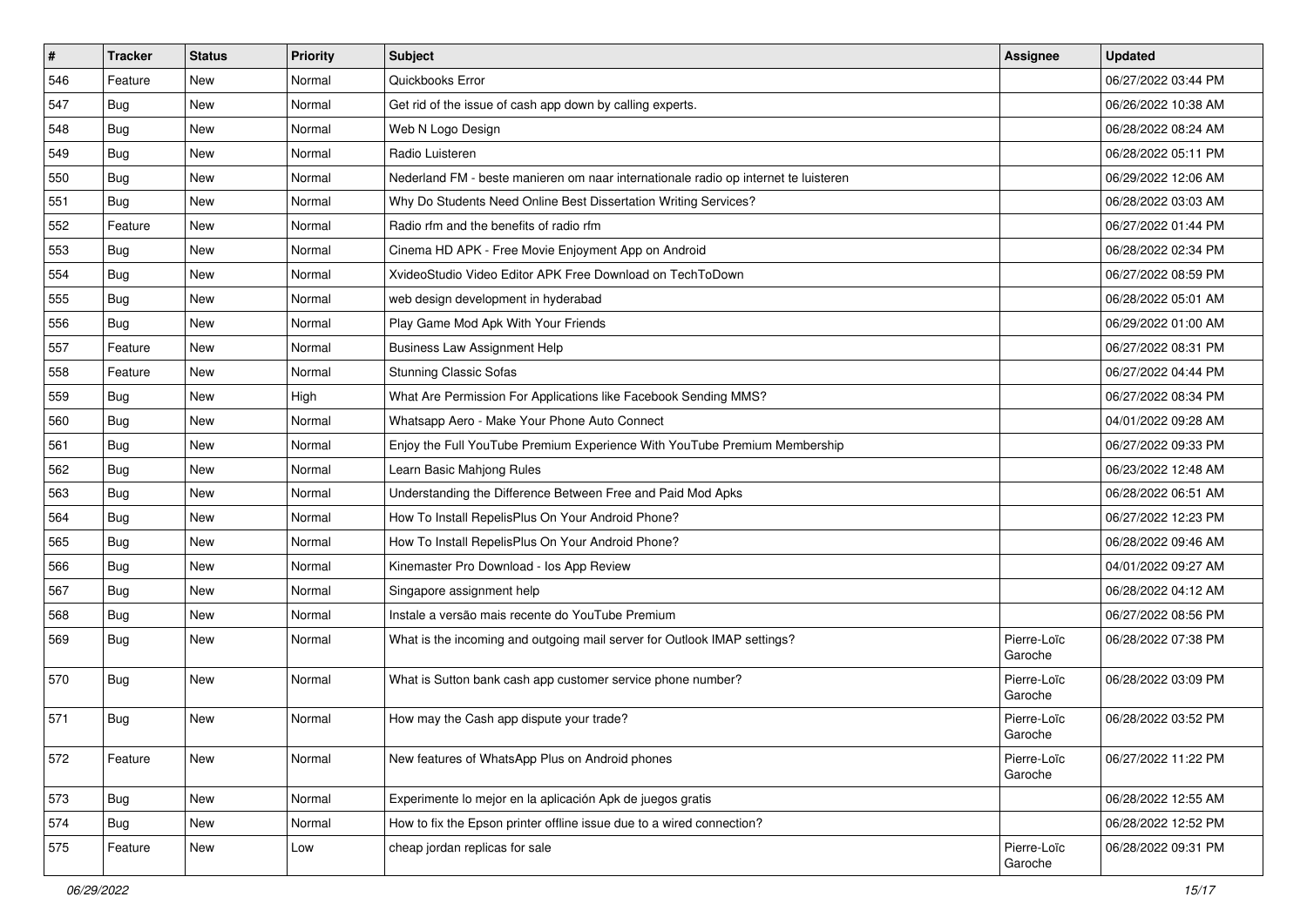| # | Tracker | Status | Priority | Subject | Assignee | Updated |
|---|---|---|---|---|---|---|
| 546 | Feature | New | Normal | Quickbooks Error | | 06/27/2022 03:44 PM |
| 547 | Bug | New | Normal | Get rid of the issue of cash app down by calling experts. | | 06/26/2022 10:38 AM |
| 548 | Bug | New | Normal | Web N Logo Design | | 06/28/2022 08:24 AM |
| 549 | Bug | New | Normal | Radio Luisteren | | 06/28/2022 05:11 PM |
| 550 | Bug | New | Normal | Nederland FM - beste manieren om naar internationale radio op internet te luisteren | | 06/29/2022 12:06 AM |
| 551 | Bug | New | Normal | Why Do Students Need Online Best Dissertation Writing Services? | | 06/28/2022 03:03 AM |
| 552 | Feature | New | Normal | Radio rfm and the benefits of radio rfm | | 06/27/2022 01:44 PM |
| 553 | Bug | New | Normal | Cinema HD APK - Free Movie Enjoyment App on Android | | 06/28/2022 02:34 PM |
| 554 | Bug | New | Normal | XvideoStudio Video Editor APK Free Download on TechToDown | | 06/27/2022 08:59 PM |
| 555 | Bug | New | Normal | web design development in hyderabad | | 06/28/2022 05:01 AM |
| 556 | Bug | New | Normal | Play Game Mod Apk With Your Friends | | 06/29/2022 01:00 AM |
| 557 | Feature | New | Normal | Business Law Assignment Help | | 06/27/2022 08:31 PM |
| 558 | Feature | New | Normal | Stunning Classic Sofas | | 06/27/2022 04:44 PM |
| 559 | Bug | New | High | What Are Permission For Applications like Facebook Sending MMS? | | 06/27/2022 08:34 PM |
| 560 | Bug | New | Normal | Whatsapp Aero - Make Your Phone Auto Connect | | 04/01/2022 09:28 AM |
| 561 | Bug | New | Normal | Enjoy the Full YouTube Premium Experience With YouTube Premium Membership | | 06/27/2022 09:33 PM |
| 562 | Bug | New | Normal | Learn Basic Mahjong Rules | | 06/23/2022 12:48 AM |
| 563 | Bug | New | Normal | Understanding the Difference Between Free and Paid Mod Apks | | 06/28/2022 06:51 AM |
| 564 | Bug | New | Normal | How To Install RepelisPlus On Your Android Phone? | | 06/27/2022 12:23 PM |
| 565 | Bug | New | Normal | How To Install RepelisPlus On Your Android Phone? | | 06/28/2022 09:46 AM |
| 566 | Bug | New | Normal | Kinemaster Pro Download - Ios App Review | | 04/01/2022 09:27 AM |
| 567 | Bug | New | Normal | Singapore assignment help | | 06/28/2022 04:12 AM |
| 568 | Bug | New | Normal | Instale a versão mais recente do YouTube Premium | | 06/27/2022 08:56 PM |
| 569 | Bug | New | Normal | What is the incoming and outgoing mail server for Outlook IMAP settings? | Pierre-Loïc Garoche | 06/28/2022 07:38 PM |
| 570 | Bug | New | Normal | What is Sutton bank cash app customer service phone number? | Pierre-Loïc Garoche | 06/28/2022 03:09 PM |
| 571 | Bug | New | Normal | How may the Cash app dispute your trade? | Pierre-Loïc Garoche | 06/28/2022 03:52 PM |
| 572 | Feature | New | Normal | New features of WhatsApp Plus on Android phones | Pierre-Loïc Garoche | 06/27/2022 11:22 PM |
| 573 | Bug | New | Normal | Experimente lo mejor en la aplicación Apk de juegos gratis | | 06/28/2022 12:55 AM |
| 574 | Bug | New | Normal | How to fix the Epson printer offline issue due to a wired connection? | | 06/28/2022 12:52 PM |
| 575 | Feature | New | Low | cheap jordan replicas for sale | Pierre-Loïc Garoche | 06/28/2022 09:31 PM |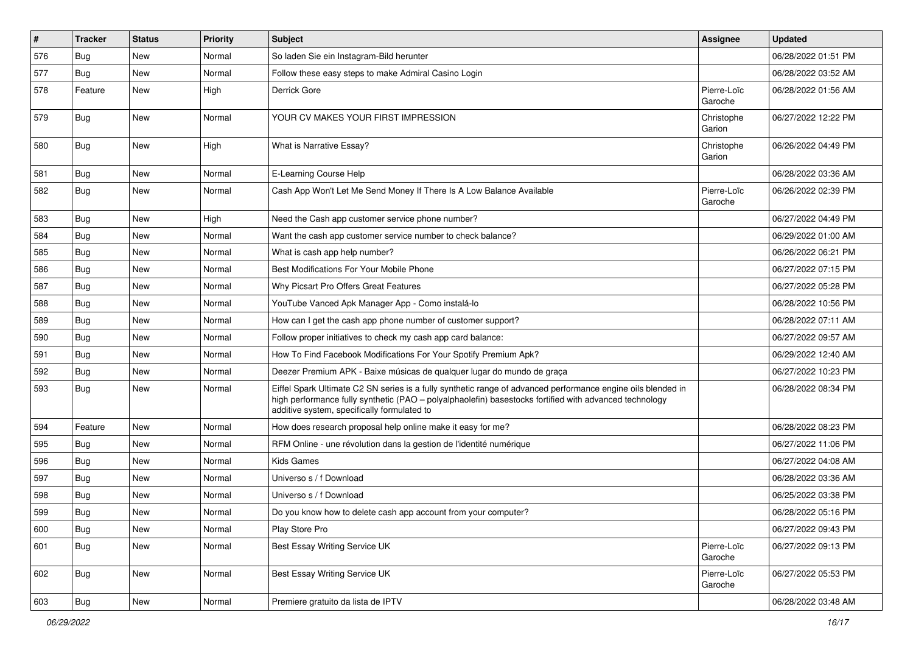| # | Tracker | Status | Priority | Subject | Assignee | Updated |
|---|---|---|---|---|---|---|
| 576 | Bug | New | Normal | So laden Sie ein Instagram-Bild herunter | | 06/28/2022 01:51 PM |
| 577 | Bug | New | Normal | Follow these easy steps to make Admiral Casino Login | | 06/28/2022 03:52 AM |
| 578 | Feature | New | High | Derrick Gore | Pierre-Loïc Garoche | 06/28/2022 01:56 AM |
| 579 | Bug | New | Normal | YOUR CV MAKES YOUR FIRST IMPRESSION | Christophe Garion | 06/27/2022 12:22 PM |
| 580 | Bug | New | High | What is Narrative Essay? | Christophe Garion | 06/26/2022 04:49 PM |
| 581 | Bug | New | Normal | E-Learning Course Help | | 06/28/2022 03:36 AM |
| 582 | Bug | New | Normal | Cash App Won't Let Me Send Money If There Is A Low Balance Available | Pierre-Loïc Garoche | 06/26/2022 02:39 PM |
| 583 | Bug | New | High | Need the Cash app customer service phone number? | | 06/27/2022 04:49 PM |
| 584 | Bug | New | Normal | Want the cash app customer service number to check balance? | | 06/29/2022 01:00 AM |
| 585 | Bug | New | Normal | What is cash app help number? | | 06/26/2022 06:21 PM |
| 586 | Bug | New | Normal | Best Modifications For Your Mobile Phone | | 06/27/2022 07:15 PM |
| 587 | Bug | New | Normal | Why Picsart Pro Offers Great Features | | 06/27/2022 05:28 PM |
| 588 | Bug | New | Normal | YouTube Vanced Apk Manager App - Como instalá-lo | | 06/28/2022 10:56 PM |
| 589 | Bug | New | Normal | How can I get the cash app phone number of customer support? | | 06/28/2022 07:11 AM |
| 590 | Bug | New | Normal | Follow proper initiatives to check my cash app card balance: | | 06/27/2022 09:57 AM |
| 591 | Bug | New | Normal | How To Find Facebook Modifications For Your Spotify Premium Apk? | | 06/29/2022 12:40 AM |
| 592 | Bug | New | Normal | Deezer Premium APK - Baixe músicas de qualquer lugar do mundo de graça | | 06/27/2022 10:23 PM |
| 593 | Bug | New | Normal | Eiffel Spark Ultimate C2 SN series is a fully synthetic range of advanced performance engine oils blended in high performance fully synthetic (PAO – polyalphaolefin) basestocks fortified with advanced technology additive system, specifically formulated to | | 06/28/2022 08:34 PM |
| 594 | Feature | New | Normal | How does research proposal help online make it easy for me? | | 06/28/2022 08:23 PM |
| 595 | Bug | New | Normal | RFM Online - une révolution dans la gestion de l'identité numérique | | 06/27/2022 11:06 PM |
| 596 | Bug | New | Normal | Kids Games | | 06/27/2022 04:08 AM |
| 597 | Bug | New | Normal | Universo s / f Download | | 06/28/2022 03:36 AM |
| 598 | Bug | New | Normal | Universo s / f Download | | 06/25/2022 03:38 PM |
| 599 | Bug | New | Normal | Do you know how to delete cash app account from your computer? | | 06/28/2022 05:16 PM |
| 600 | Bug | New | Normal | Play Store Pro | | 06/27/2022 09:43 PM |
| 601 | Bug | New | Normal | Best Essay Writing Service UK | Pierre-Loïc Garoche | 06/27/2022 09:13 PM |
| 602 | Bug | New | Normal | Best Essay Writing Service UK | Pierre-Loïc Garoche | 06/27/2022 05:53 PM |
| 603 | Bug | New | Normal | Premiere gratuito da lista de IPTV | | 06/28/2022 03:48 AM |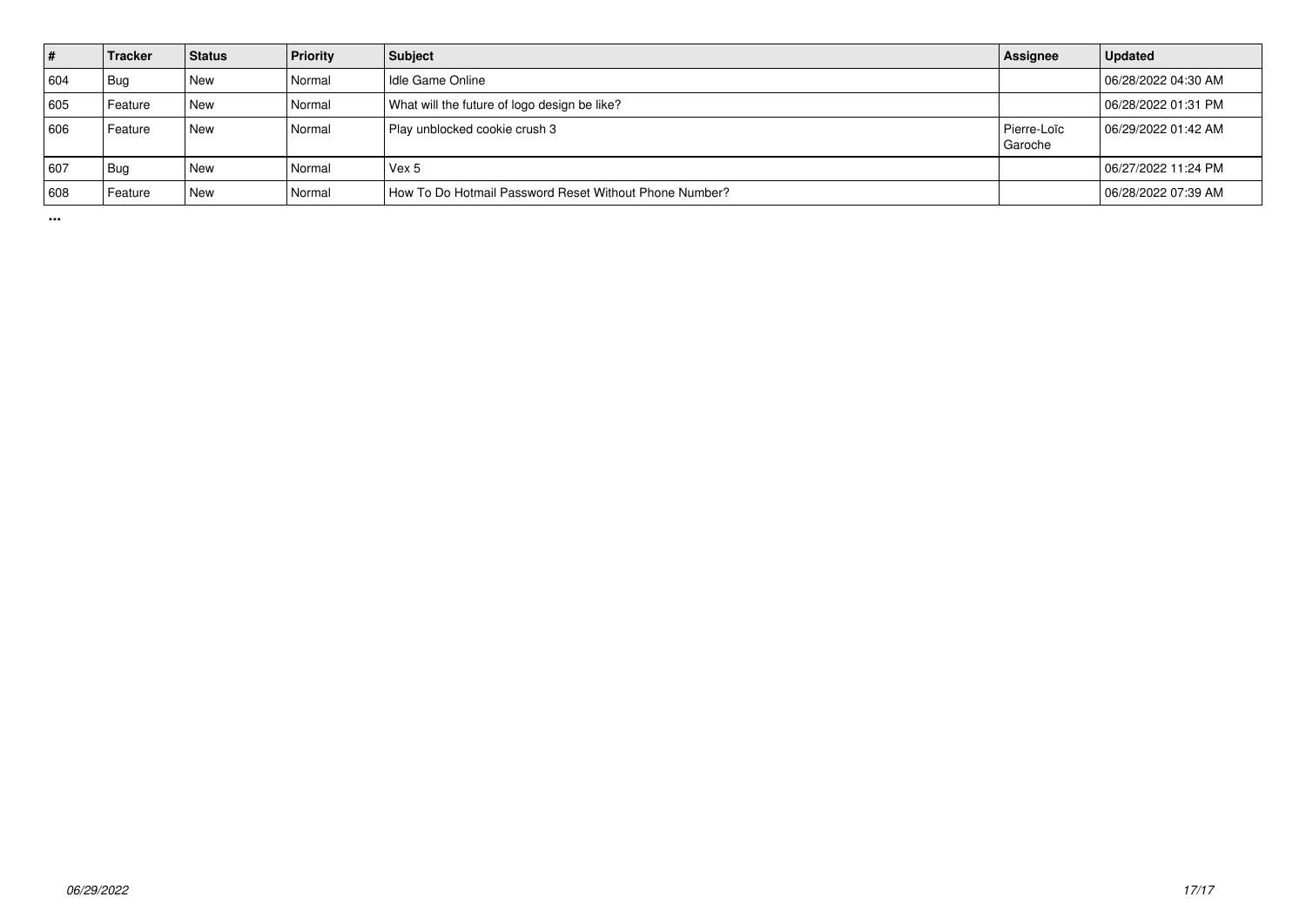| # | Tracker | Status | Priority | Subject | Assignee | Updated |
|---|---|---|---|---|---|---|
| 604 | Bug | New | Normal | Idle Game Online | | 06/28/2022 04:30 AM |
| 605 | Feature | New | Normal | What will the future of logo design be like? | | 06/28/2022 01:31 PM |
| 606 | Feature | New | Normal | Play unblocked cookie crush 3 | Pierre-Loïc Garoche | 06/29/2022 01:42 AM |
| 607 | Bug | New | Normal | Vex 5 | | 06/27/2022 11:24 PM |
| 608 | Feature | New | Normal | How To Do Hotmail Password Reset Without Phone Number? | | 06/28/2022 07:39 AM |

...